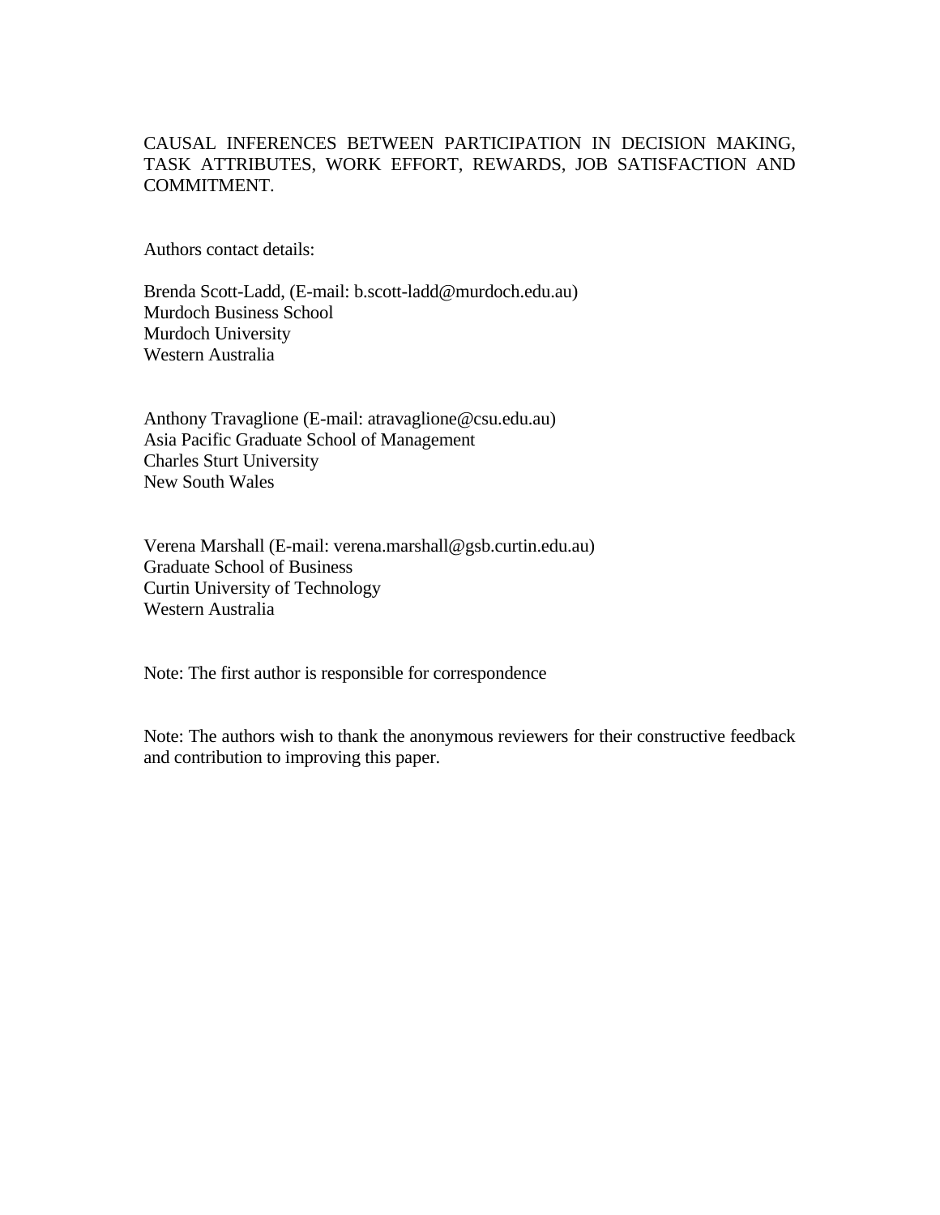# CAUSAL INFERENCES BETWEEN PARTICIPATION IN DECISION MAKING, TASK ATTRIBUTES, WORK EFFORT, REWARDS, JOB SATISFACTION AND COMMITMENT.

Authors contact details:

Brenda Scott-Ladd, (E-mail: b.scott-ladd@murdoch.edu.au)
Murdoch Business School
Murdoch University
Western Australia

Anthony Travaglione (E-mail: atravaglione@csu.edu.au)
Asia Pacific Graduate School of Management
Charles Sturt University
New South Wales

Verena Marshall (E-mail: verena.marshall@gsb.curtin.edu.au)
Graduate School of Business
Curtin University of Technology
Western Australia

Note: The first author is responsible for correspondence

Note: The authors wish to thank the anonymous reviewers for their constructive feedback and contribution to improving this paper.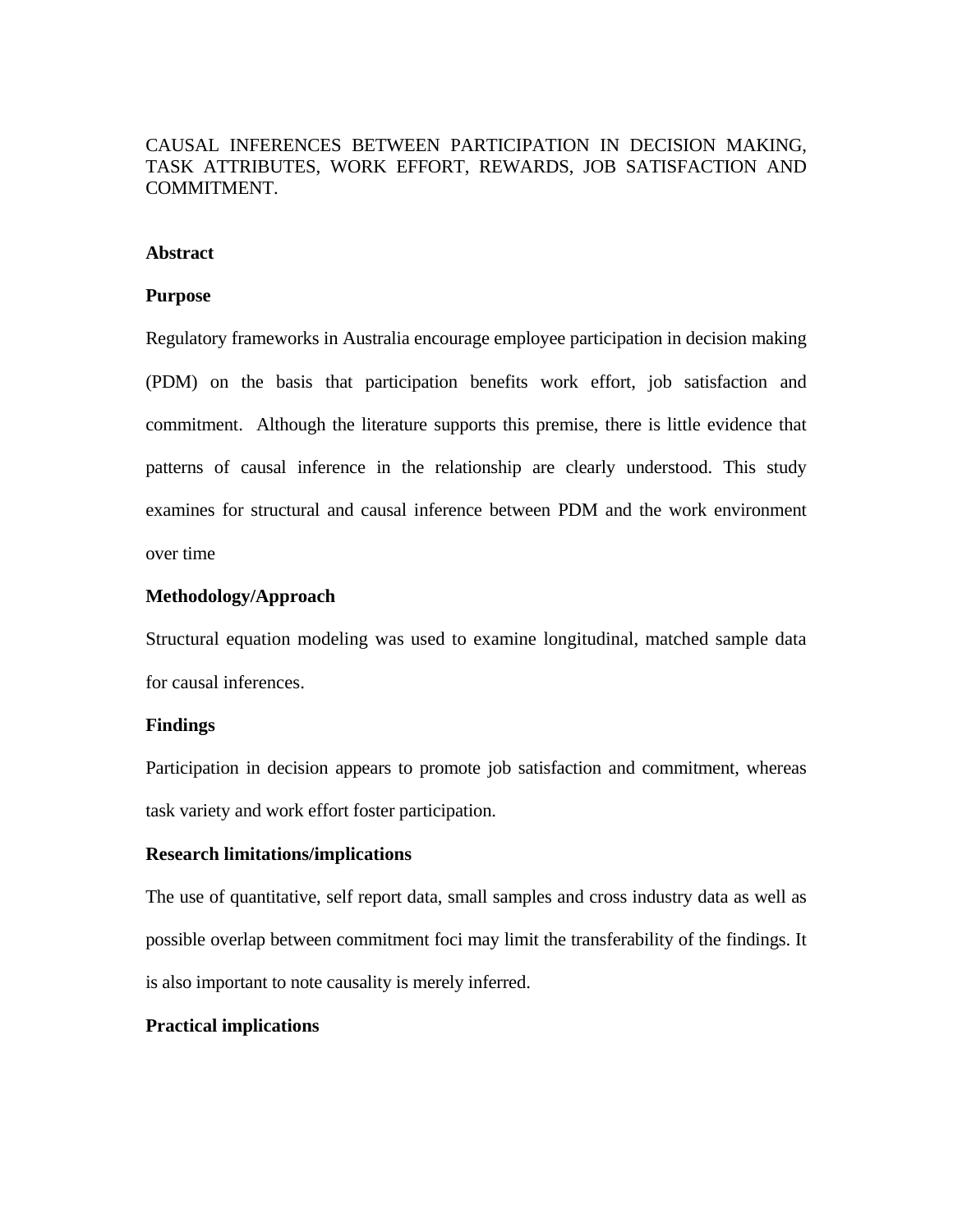# CAUSAL INFERENCES BETWEEN PARTICIPATION IN DECISION MAKING, TASK ATTRIBUTES, WORK EFFORT, REWARDS, JOB SATISFACTION AND COMMITMENT.

## Abstract

### Purpose

Regulatory frameworks in Australia encourage employee participation in decision making (PDM) on the basis that participation benefits work effort, job satisfaction and commitment. Although the literature supports this premise, there is little evidence that patterns of causal inference in the relationship are clearly understood. This study examines for structural and causal inference between PDM and the work environment over time

### Methodology/Approach

Structural equation modeling was used to examine longitudinal, matched sample data for causal inferences.

### Findings

Participation in decision appears to promote job satisfaction and commitment, whereas task variety and work effort foster participation.

### Research limitations/implications

The use of quantitative, self report data, small samples and cross industry data as well as possible overlap between commitment foci may limit the transferability of the findings. It is also important to note causality is merely inferred.

### Practical implications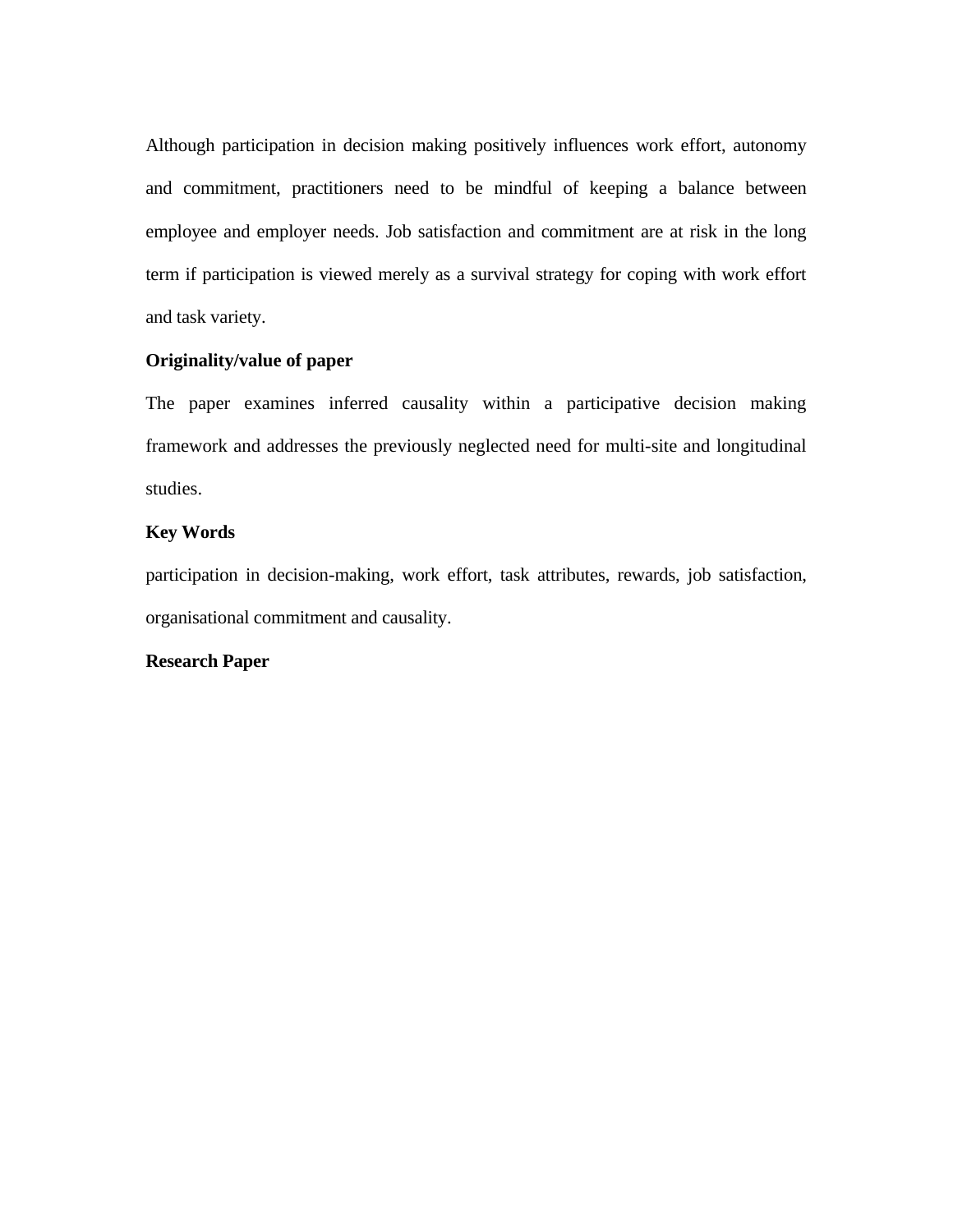Although participation in decision making positively influences work effort, autonomy and commitment, practitioners need to be mindful of keeping a balance between employee and employer needs. Job satisfaction and commitment are at risk in the long term if participation is viewed merely as a survival strategy for coping with work effort and task variety.

**Originality/value of paper**

The paper examines inferred causality within a participative decision making framework and addresses the previously neglected need for multi-site and longitudinal studies.

**Key Words**

participation in decision-making, work effort, task attributes, rewards, job satisfaction, organisational commitment and causality.

**Research Paper**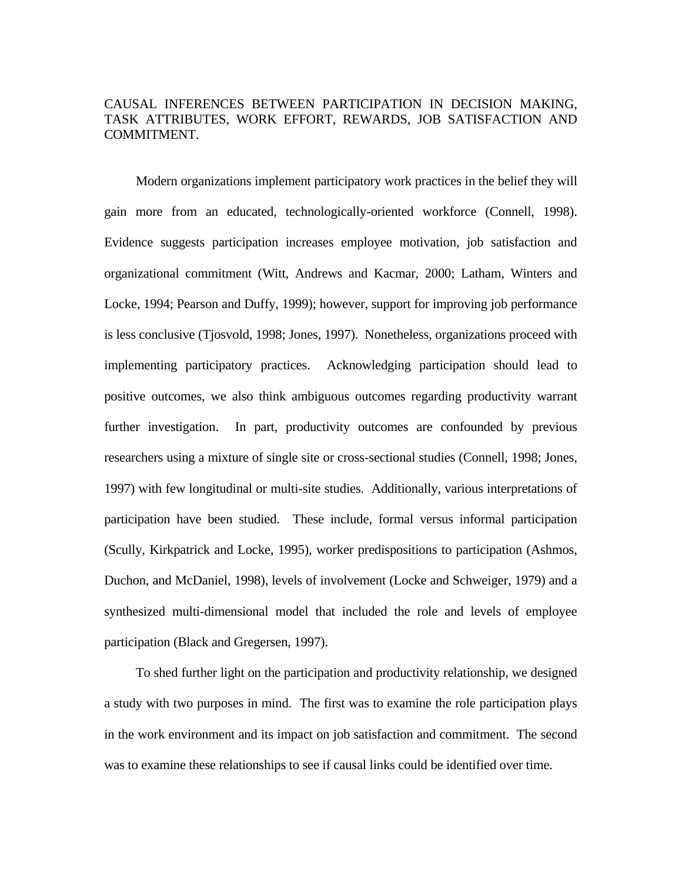# CAUSAL INFERENCES BETWEEN PARTICIPATION IN DECISION MAKING, TASK ATTRIBUTES, WORK EFFORT, REWARDS, JOB SATISFACTION AND COMMITMENT.

Modern organizations implement participatory work practices in the belief they will gain more from an educated, technologically-oriented workforce (Connell, 1998). Evidence suggests participation increases employee motivation, job satisfaction and organizational commitment (Witt, Andrews and Kacmar, 2000; Latham, Winters and Locke, 1994; Pearson and Duffy, 1999); however, support for improving job performance is less conclusive (Tjosvold, 1998; Jones, 1997). Nonetheless, organizations proceed with implementing participatory practices. Acknowledging participation should lead to positive outcomes, we also think ambiguous outcomes regarding productivity warrant further investigation. In part, productivity outcomes are confounded by previous researchers using a mixture of single site or cross-sectional studies (Connell, 1998; Jones, 1997) with few longitudinal or multi-site studies. Additionally, various interpretations of participation have been studied. These include, formal versus informal participation (Scully, Kirkpatrick and Locke, 1995), worker predispositions to participation (Ashmos, Duchon, and McDaniel, 1998), levels of involvement (Locke and Schweiger, 1979) and a synthesized multi-dimensional model that included the role and levels of employee participation (Black and Gregersen, 1997).

To shed further light on the participation and productivity relationship, we designed a study with two purposes in mind. The first was to examine the role participation plays in the work environment and its impact on job satisfaction and commitment. The second was to examine these relationships to see if causal links could be identified over time.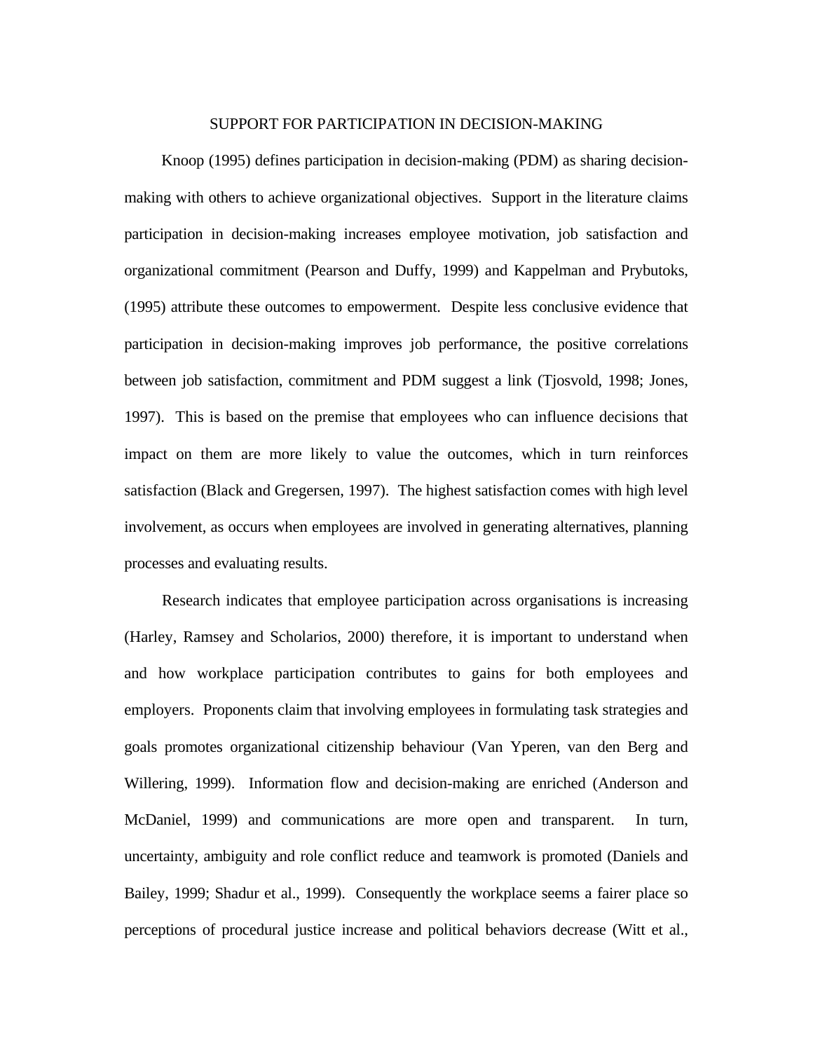## SUPPORT FOR PARTICIPATION IN DECISION-MAKING

Knoop (1995) defines participation in decision-making (PDM) as sharing decision-making with others to achieve organizational objectives. Support in the literature claims participation in decision-making increases employee motivation, job satisfaction and organizational commitment (Pearson and Duffy, 1999) and Kappelman and Prybutoks, (1995) attribute these outcomes to empowerment. Despite less conclusive evidence that participation in decision-making improves job performance, the positive correlations between job satisfaction, commitment and PDM suggest a link (Tjosvold, 1998; Jones, 1997). This is based on the premise that employees who can influence decisions that impact on them are more likely to value the outcomes, which in turn reinforces satisfaction (Black and Gregersen, 1997). The highest satisfaction comes with high level involvement, as occurs when employees are involved in generating alternatives, planning processes and evaluating results.

Research indicates that employee participation across organisations is increasing (Harley, Ramsey and Scholarios, 2000) therefore, it is important to understand when and how workplace participation contributes to gains for both employees and employers. Proponents claim that involving employees in formulating task strategies and goals promotes organizational citizenship behaviour (Van Yperen, van den Berg and Willering, 1999). Information flow and decision-making are enriched (Anderson and McDaniel, 1999) and communications are more open and transparent. In turn, uncertainty, ambiguity and role conflict reduce and teamwork is promoted (Daniels and Bailey, 1999; Shadur et al., 1999). Consequently the workplace seems a fairer place so perceptions of procedural justice increase and political behaviors decrease (Witt et al.,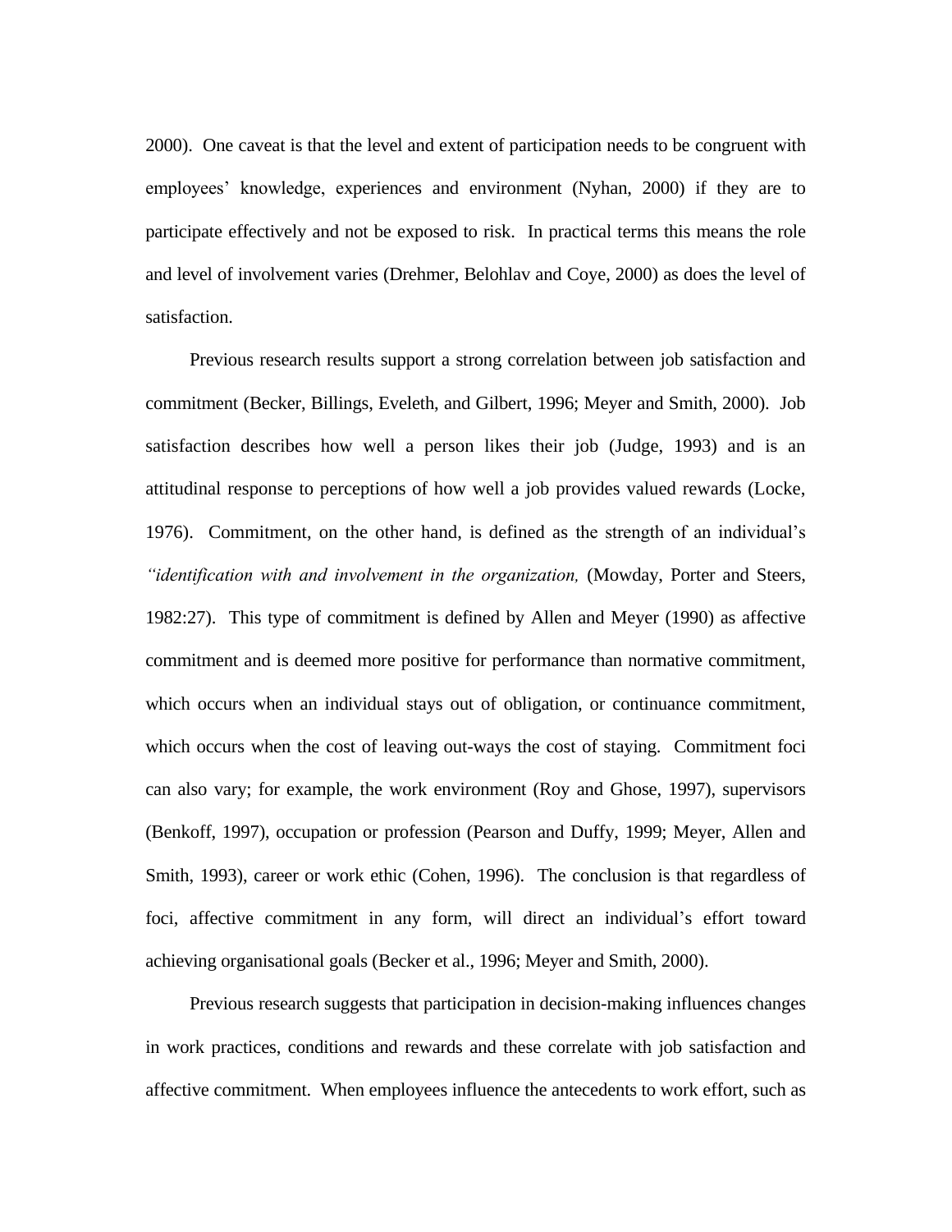2000). One caveat is that the level and extent of participation needs to be congruent with employees' knowledge, experiences and environment (Nyhan, 2000) if they are to participate effectively and not be exposed to risk. In practical terms this means the role and level of involvement varies (Drehmer, Belohlav and Coye, 2000) as does the level of satisfaction.

Previous research results support a strong correlation between job satisfaction and commitment (Becker, Billings, Eveleth, and Gilbert, 1996; Meyer and Smith, 2000). Job satisfaction describes how well a person likes their job (Judge, 1993) and is an attitudinal response to perceptions of how well a job provides valued rewards (Locke, 1976). Commitment, on the other hand, is defined as the strength of an individual's *"identification with and involvement in the organization,* (Mowday, Porter and Steers, 1982:27). This type of commitment is defined by Allen and Meyer (1990) as affective commitment and is deemed more positive for performance than normative commitment, which occurs when an individual stays out of obligation, or continuance commitment, which occurs when the cost of leaving out-ways the cost of staying. Commitment foci can also vary; for example, the work environment (Roy and Ghose, 1997), supervisors (Benkoff, 1997), occupation or profession (Pearson and Duffy, 1999; Meyer, Allen and Smith, 1993), career or work ethic (Cohen, 1996). The conclusion is that regardless of foci, affective commitment in any form, will direct an individual's effort toward achieving organisational goals (Becker et al., 1996; Meyer and Smith, 2000).

Previous research suggests that participation in decision-making influences changes in work practices, conditions and rewards and these correlate with job satisfaction and affective commitment. When employees influence the antecedents to work effort, such as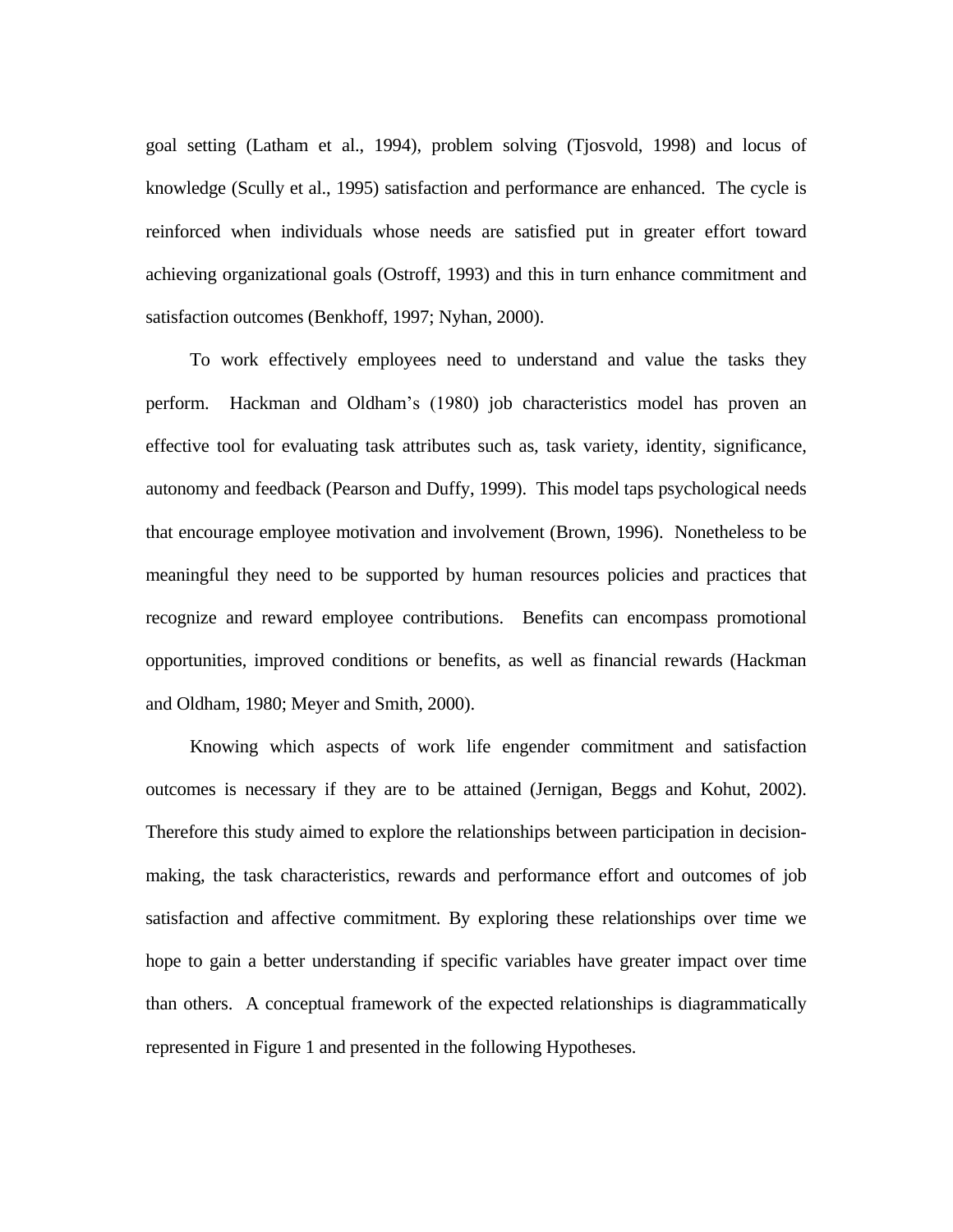goal setting (Latham et al., 1994), problem solving (Tjosvold, 1998) and locus of knowledge (Scully et al., 1995) satisfaction and performance are enhanced. The cycle is reinforced when individuals whose needs are satisfied put in greater effort toward achieving organizational goals (Ostroff, 1993) and this in turn enhance commitment and satisfaction outcomes (Benkhoff, 1997; Nyhan, 2000).

To work effectively employees need to understand and value the tasks they perform. Hackman and Oldham's (1980) job characteristics model has proven an effective tool for evaluating task attributes such as, task variety, identity, significance, autonomy and feedback (Pearson and Duffy, 1999). This model taps psychological needs that encourage employee motivation and involvement (Brown, 1996). Nonetheless to be meaningful they need to be supported by human resources policies and practices that recognize and reward employee contributions. Benefits can encompass promotional opportunities, improved conditions or benefits, as well as financial rewards (Hackman and Oldham, 1980; Meyer and Smith, 2000).

Knowing which aspects of work life engender commitment and satisfaction outcomes is necessary if they are to be attained (Jernigan, Beggs and Kohut, 2002). Therefore this study aimed to explore the relationships between participation in decision-making, the task characteristics, rewards and performance effort and outcomes of job satisfaction and affective commitment. By exploring these relationships over time we hope to gain a better understanding if specific variables have greater impact over time than others. A conceptual framework of the expected relationships is diagrammatically represented in Figure 1 and presented in the following Hypotheses.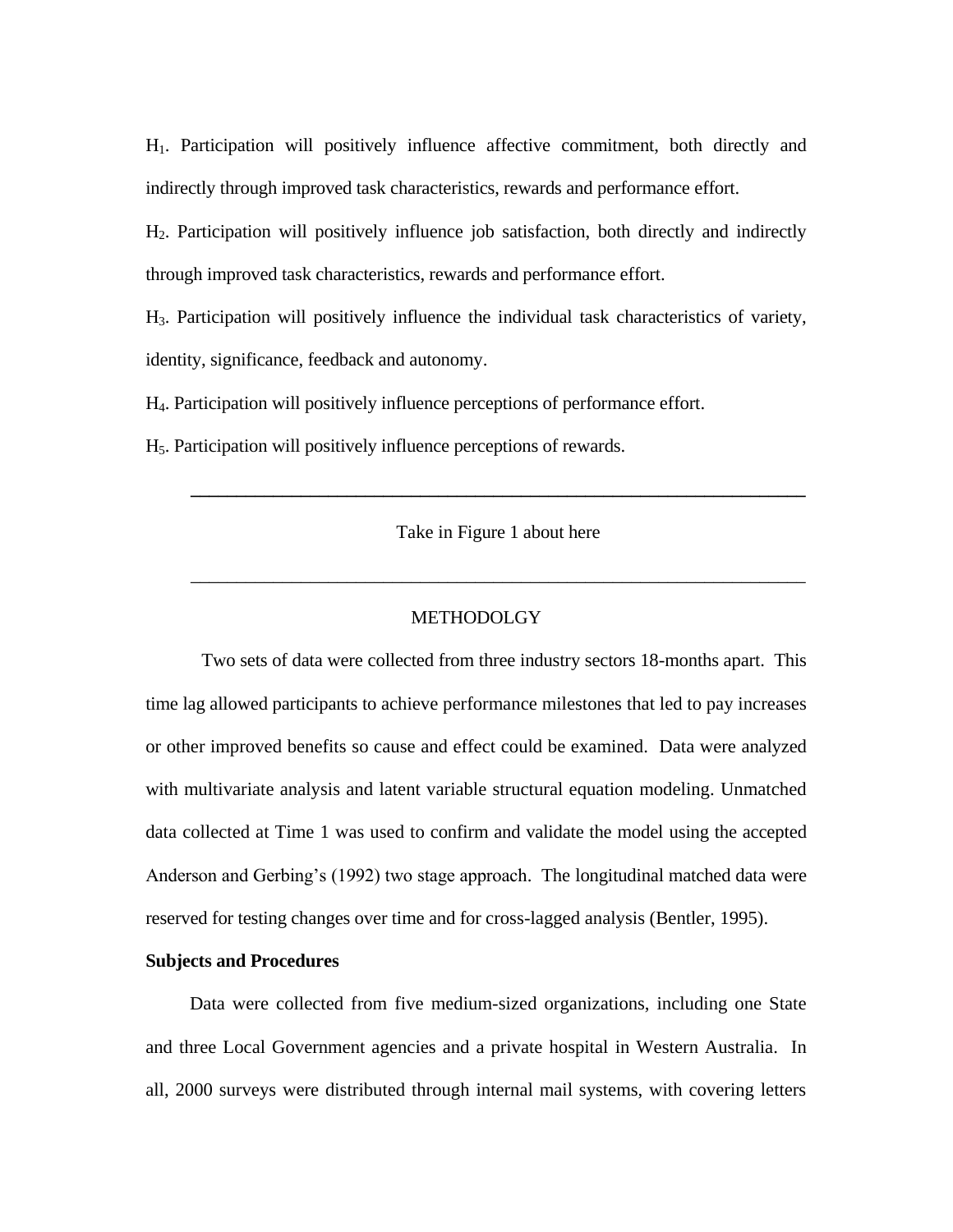$H_1$. Participation will positively influence affective commitment, both directly and indirectly through improved task characteristics, rewards and performance effort.

$H_2$. Participation will positively influence job satisfaction, both directly and indirectly through improved task characteristics, rewards and performance effort.

$H_3$. Participation will positively influence the individual task characteristics of variety, identity, significance, feedback and autonomy.

$H_4$. Participation will positively influence perceptions of performance effort.

$H_5$. Participation will positively influence perceptions of rewards.

---

Take in Figure 1 about here

---

## METHODOLGY

Two sets of data were collected from three industry sectors 18-months apart. This time lag allowed participants to achieve performance milestones that led to pay increases or other improved benefits so cause and effect could be examined. Data were analyzed with multivariate analysis and latent variable structural equation modeling. Unmatched data collected at Time 1 was used to confirm and validate the model using the accepted Anderson and Gerbing's (1992) two stage approach. The longitudinal matched data were reserved for testing changes over time and for cross-lagged analysis (Bentler, 1995).

**Subjects and Procedures**

Data were collected from five medium-sized organizations, including one State and three Local Government agencies and a private hospital in Western Australia. In all, 2000 surveys were distributed through internal mail systems, with covering letters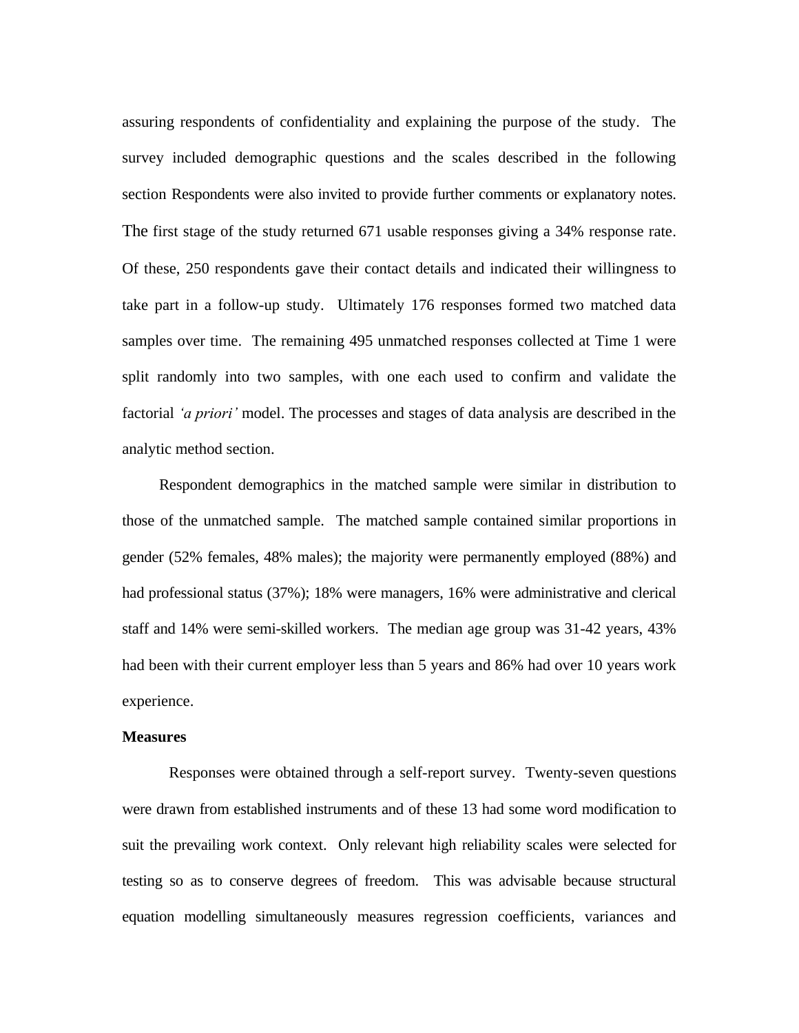assuring respondents of confidentiality and explaining the purpose of the study. The survey included demographic questions and the scales described in the following section Respondents were also invited to provide further comments or explanatory notes. The first stage of the study returned 671 usable responses giving a 34% response rate. Of these, 250 respondents gave their contact details and indicated their willingness to take part in a follow-up study. Ultimately 176 responses formed two matched data samples over time. The remaining 495 unmatched responses collected at Time 1 were split randomly into two samples, with one each used to confirm and validate the factorial *'a priori'* model. The processes and stages of data analysis are described in the analytic method section.

Respondent demographics in the matched sample were similar in distribution to those of the unmatched sample. The matched sample contained similar proportions in gender (52% females, 48% males); the majority were permanently employed (88%) and had professional status (37%); 18% were managers, 16% were administrative and clerical staff and 14% were semi-skilled workers. The median age group was 31-42 years, 43% had been with their current employer less than 5 years and 86% had over 10 years work experience.

**Measures**

Responses were obtained through a self-report survey. Twenty-seven questions were drawn from established instruments and of these 13 had some word modification to suit the prevailing work context. Only relevant high reliability scales were selected for testing so as to conserve degrees of freedom. This was advisable because structural equation modelling simultaneously measures regression coefficients, variances and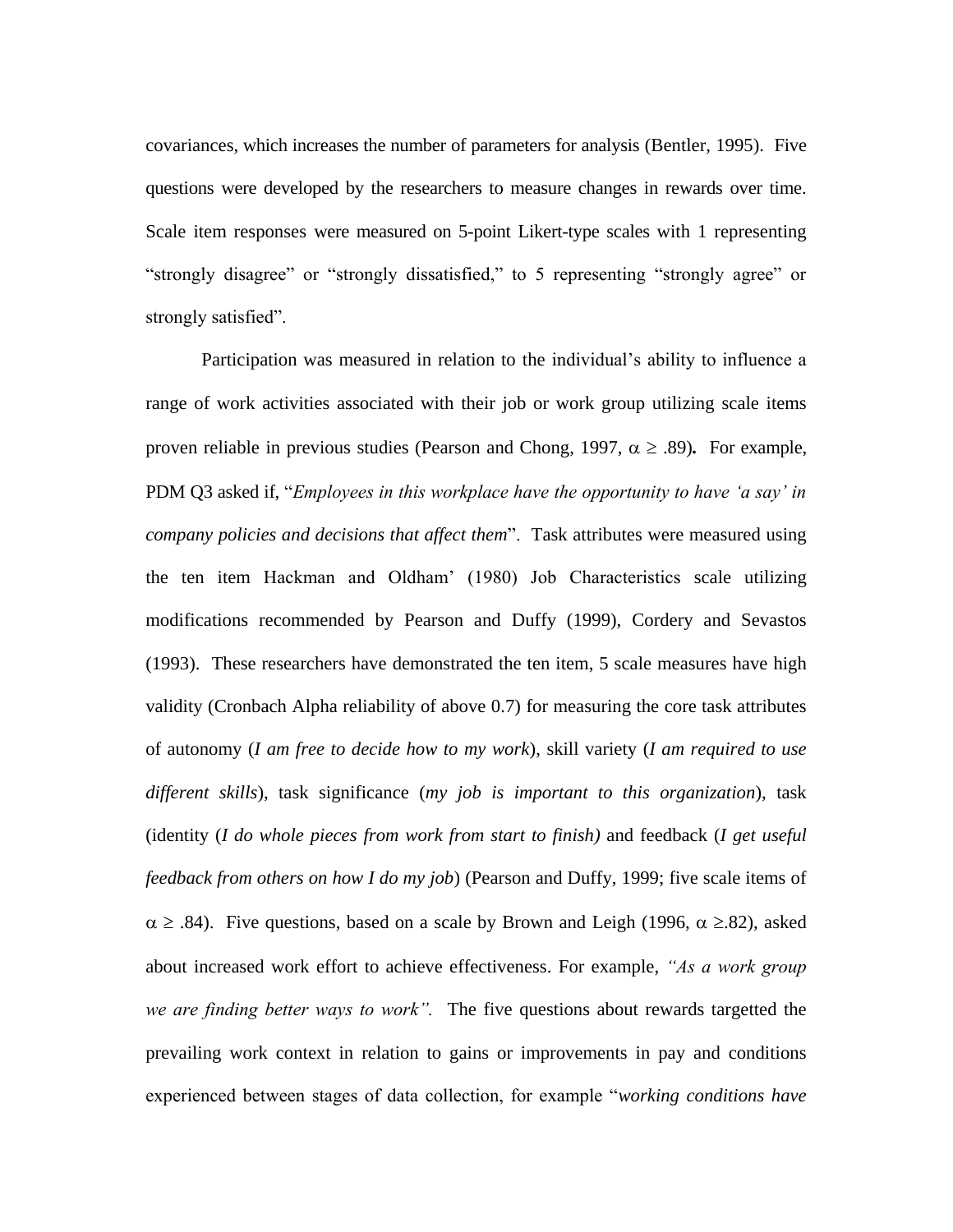covariances, which increases the number of parameters for analysis (Bentler, 1995). Five questions were developed by the researchers to measure changes in rewards over time. Scale item responses were measured on 5-point Likert-type scales with 1 representing "strongly disagree" or "strongly dissatisfied," to 5 representing "strongly agree" or strongly satisfied".

Participation was measured in relation to the individual's ability to influence a range of work activities associated with their job or work group utilizing scale items proven reliable in previous studies (Pearson and Chong, 1997, $\alpha \geq .89$)**.** For example, PDM Q3 asked if, "*Employees in this workplace have the opportunity to have 'a say' in company policies and decisions that affect them*". Task attributes were measured using the ten item Hackman and Oldham' (1980) Job Characteristics scale utilizing modifications recommended by Pearson and Duffy (1999), Cordery and Sevastos (1993). These researchers have demonstrated the ten item, 5 scale measures have high validity (Cronbach Alpha reliability of above 0.7) for measuring the core task attributes of autonomy (*I am free to decide how to my work*), skill variety (*I am required to use different skills*), task significance (*my job is important to this organization*), task (identity (*I do whole pieces from work from start to finish)* and feedback (*I get useful feedback from others on how I do my job*) (Pearson and Duffy, 1999; five scale items of $\alpha \geq .84$). Five questions, based on a scale by Brown and Leigh (1996, $\alpha \geq .82$), asked about increased work effort to achieve effectiveness. For example, *"As a work group we are finding better ways to work".* The five questions about rewards targetted the prevailing work context in relation to gains or improvements in pay and conditions experienced between stages of data collection, for example "*working conditions have*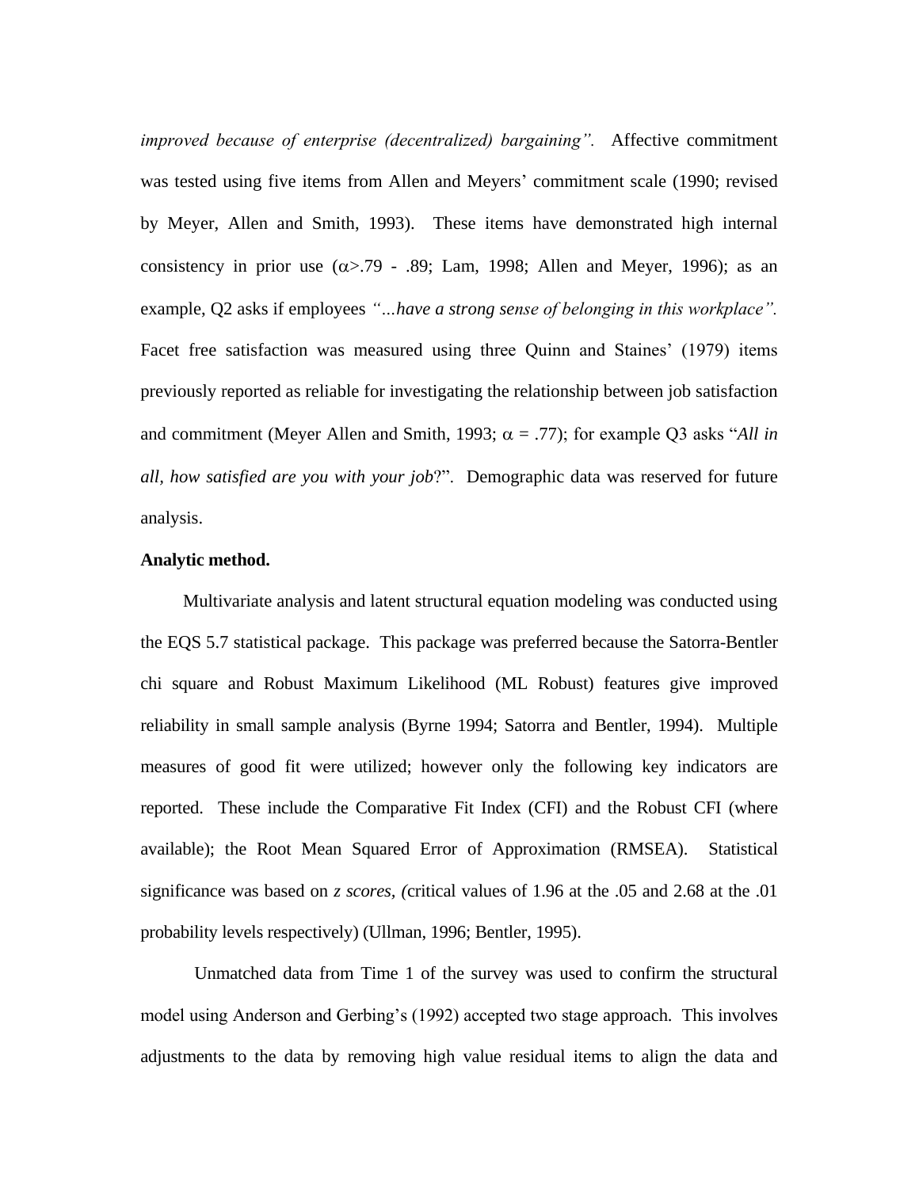*improved because of enterprise (decentralized) bargaining".* Affective commitment was tested using five items from Allen and Meyers' commitment scale (1990; revised by Meyer, Allen and Smith, 1993). These items have demonstrated high internal consistency in prior use ($\alpha$>.79 - .89; Lam, 1998; Allen and Meyer, 1996); as an example, Q2 asks if employees *"…have a strong sense of belonging in this workplace".* Facet free satisfaction was measured using three Quinn and Staines' (1979) items previously reported as reliable for investigating the relationship between job satisfaction and commitment (Meyer Allen and Smith, 1993; $\alpha$ = .77); for example Q3 asks "*All in all, how satisfied are you with your job*?". Demographic data was reserved for future analysis.

**Analytic method.**

Multivariate analysis and latent structural equation modeling was conducted using the EQS 5.7 statistical package. This package was preferred because the Satorra-Bentler chi square and Robust Maximum Likelihood (ML Robust) features give improved reliability in small sample analysis (Byrne 1994; Satorra and Bentler, 1994). Multiple measures of good fit were utilized; however only the following key indicators are reported. These include the Comparative Fit Index (CFI) and the Robust CFI (where available); the Root Mean Squared Error of Approximation (RMSEA). Statistical significance was based on *z scores, (*critical values of 1.96 at the .05 and 2.68 at the .01 probability levels respectively) (Ullman, 1996; Bentler, 1995).

Unmatched data from Time 1 of the survey was used to confirm the structural model using Anderson and Gerbing's (1992) accepted two stage approach. This involves adjustments to the data by removing high value residual items to align the data and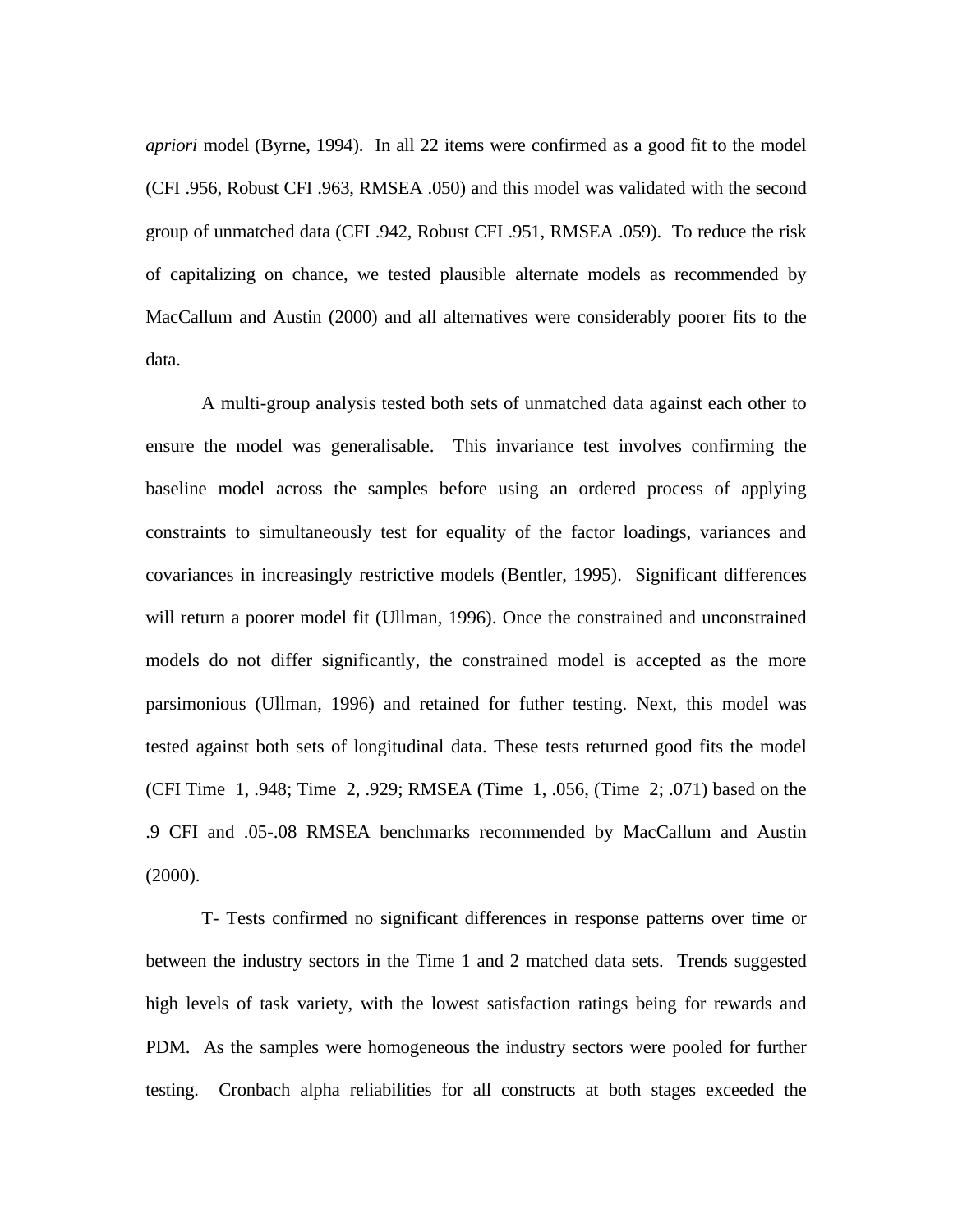*apriori* model (Byrne, 1994). In all 22 items were confirmed as a good fit to the model (CFI .956, Robust CFI .963, RMSEA .050) and this model was validated with the second group of unmatched data (CFI .942, Robust CFI .951, RMSEA .059). To reduce the risk of capitalizing on chance, we tested plausible alternate models as recommended by MacCallum and Austin (2000) and all alternatives were considerably poorer fits to the data.

A multi-group analysis tested both sets of unmatched data against each other to ensure the model was generalisable. This invariance test involves confirming the baseline model across the samples before using an ordered process of applying constraints to simultaneously test for equality of the factor loadings, variances and covariances in increasingly restrictive models (Bentler, 1995). Significant differences will return a poorer model fit (Ullman, 1996). Once the constrained and unconstrained models do not differ significantly, the constrained model is accepted as the more parsimonious (Ullman, 1996) and retained for futher testing. Next, this model was tested against both sets of longitudinal data. These tests returned good fits the model (CFI Time 1, .948; Time 2, .929; RMSEA (Time 1, .056, (Time 2; .071) based on the .9 CFI and .05-.08 RMSEA benchmarks recommended by MacCallum and Austin (2000).

T- Tests confirmed no significant differences in response patterns over time or between the industry sectors in the Time 1 and 2 matched data sets. Trends suggested high levels of task variety, with the lowest satisfaction ratings being for rewards and PDM. As the samples were homogeneous the industry sectors were pooled for further testing. Cronbach alpha reliabilities for all constructs at both stages exceeded the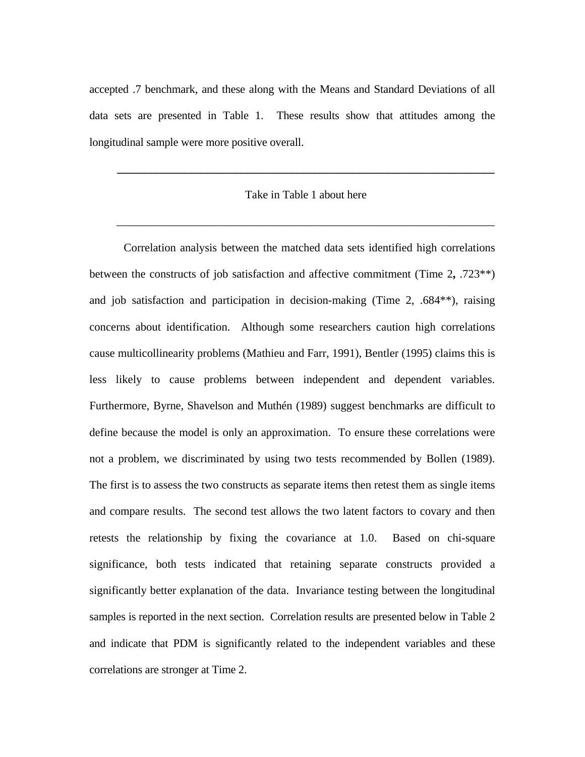accepted .7 benchmark, and these along with the Means and Standard Deviations of all data sets are presented in Table 1. These results show that attitudes among the longitudinal sample were more positive overall.

---

Take in Table 1 about here

---

Correlation analysis between the matched data sets identified high correlations between the constructs of job satisfaction and affective commitment (Time 2**,** .723**) and job satisfaction and participation in decision-making (Time 2, .684**), raising concerns about identification. Although some researchers caution high correlations cause multicollinearity problems (Mathieu and Farr, 1991), Bentler (1995) claims this is less likely to cause problems between independent and dependent variables. Furthermore, Byrne, Shavelson and Muthén (1989) suggest benchmarks are difficult to define because the model is only an approximation. To ensure these correlations were not a problem, we discriminated by using two tests recommended by Bollen (1989). The first is to assess the two constructs as separate items then retest them as single items and compare results. The second test allows the two latent factors to covary and then retests the relationship by fixing the covariance at 1.0. Based on chi-square significance, both tests indicated that retaining separate constructs provided a significantly better explanation of the data. Invariance testing between the longitudinal samples is reported in the next section. Correlation results are presented below in Table 2 and indicate that PDM is significantly related to the independent variables and these correlations are stronger at Time 2.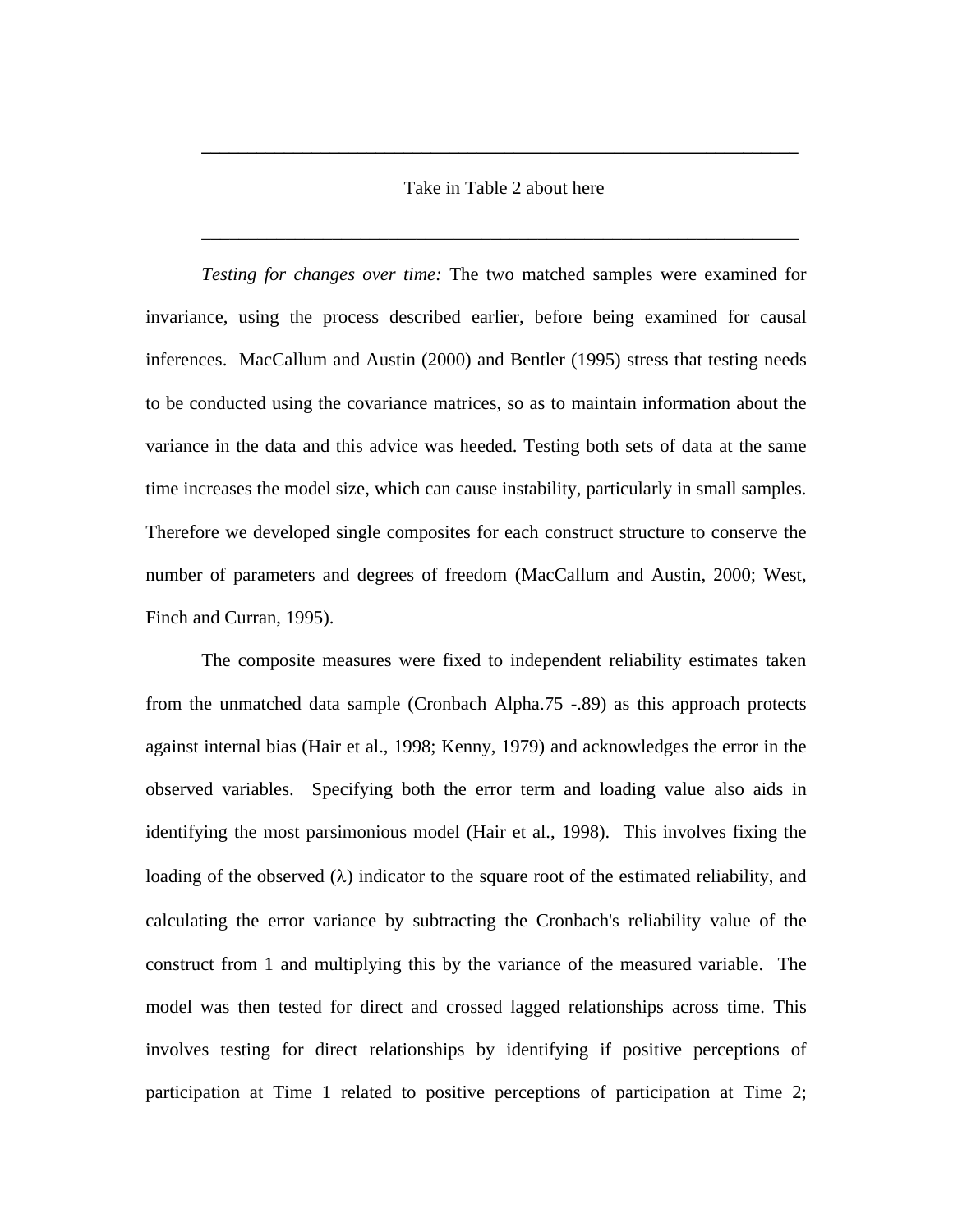---

Take in Table 2 about here

---

*Testing for changes over time:* The two matched samples were examined for invariance, using the process described earlier, before being examined for causal inferences. MacCallum and Austin (2000) and Bentler (1995) stress that testing needs to be conducted using the covariance matrices, so as to maintain information about the variance in the data and this advice was heeded. Testing both sets of data at the same time increases the model size, which can cause instability, particularly in small samples. Therefore we developed single composites for each construct structure to conserve the number of parameters and degrees of freedom (MacCallum and Austin, 2000; West, Finch and Curran, 1995).

The composite measures were fixed to independent reliability estimates taken from the unmatched data sample (Cronbach Alpha.75 -.89) as this approach protects against internal bias (Hair et al., 1998; Kenny, 1979) and acknowledges the error in the observed variables. Specifying both the error term and loading value also aids in identifying the most parsimonious model (Hair et al., 1998). This involves fixing the loading of the observed ($\lambda$) indicator to the square root of the estimated reliability, and calculating the error variance by subtracting the Cronbach's reliability value of the construct from 1 and multiplying this by the variance of the measured variable. The model was then tested for direct and crossed lagged relationships across time. This involves testing for direct relationships by identifying if positive perceptions of participation at Time 1 related to positive perceptions of participation at Time 2;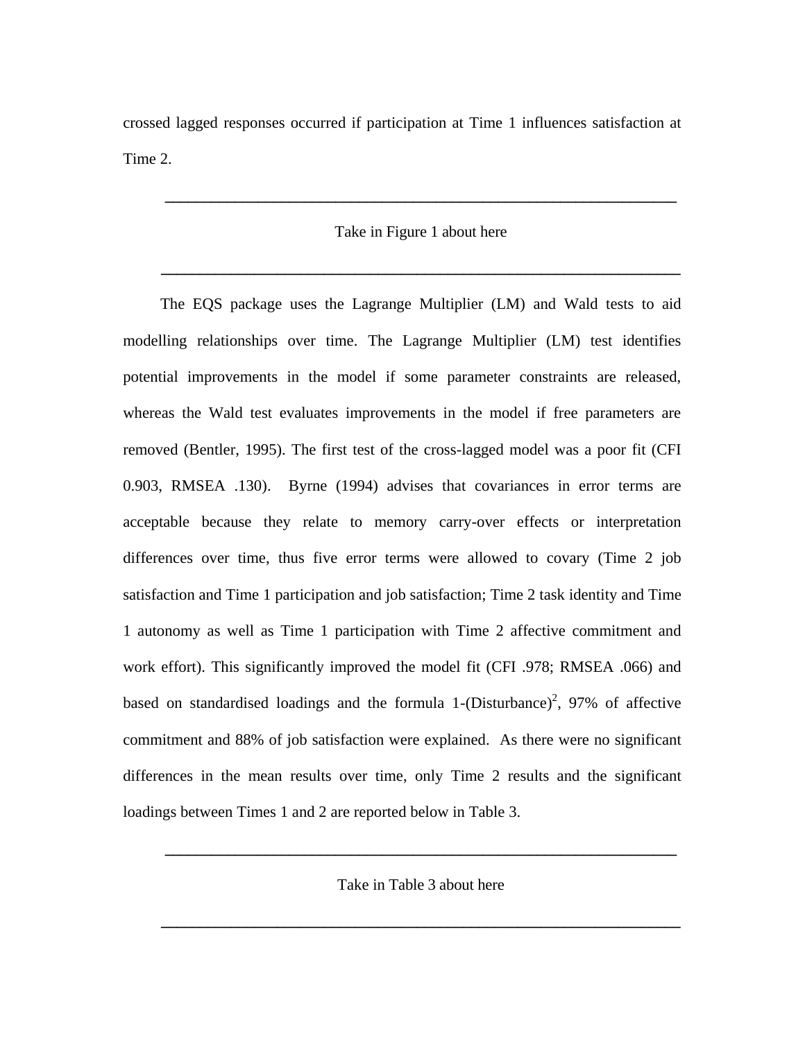crossed lagged responses occurred if participation at Time 1 influences satisfaction at Time 2.

---

Take in Figure 1 about here

---

The EQS package uses the Lagrange Multiplier (LM) and Wald tests to aid modelling relationships over time. The Lagrange Multiplier (LM) test identifies potential improvements in the model if some parameter constraints are released, whereas the Wald test evaluates improvements in the model if free parameters are removed (Bentler, 1995). The first test of the cross-lagged model was a poor fit (CFI 0.903, RMSEA .130). Byrne (1994) advises that covariances in error terms are acceptable because they relate to memory carry-over effects or interpretation differences over time, thus five error terms were allowed to covary (Time 2 job satisfaction and Time 1 participation and job satisfaction; Time 2 task identity and Time 1 autonomy as well as Time 1 participation with Time 2 affective commitment and work effort). This significantly improved the model fit (CFI .978; RMSEA .066) and based on standardised loadings and the formula 1-(Disturbance)$^2$, 97% of affective commitment and 88% of job satisfaction were explained. As there were no significant differences in the mean results over time, only Time 2 results and the significant loadings between Times 1 and 2 are reported below in Table 3.

---

Take in Table 3 about here

---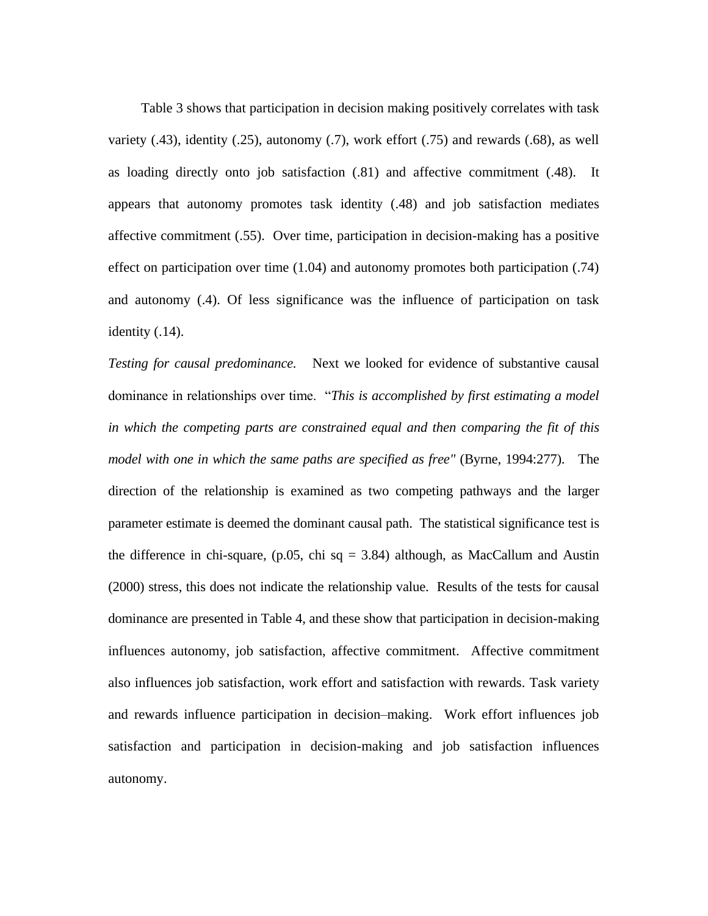Table 3 shows that participation in decision making positively correlates with task variety (.43), identity (.25), autonomy (.7), work effort (.75) and rewards (.68), as well as loading directly onto job satisfaction (.81) and affective commitment (.48). It appears that autonomy promotes task identity (.48) and job satisfaction mediates affective commitment (.55). Over time, participation in decision-making has a positive effect on participation over time (1.04) and autonomy promotes both participation (.74) and autonomy (.4). Of less significance was the influence of participation on task identity (.14).

*Testing for causal predominance.* Next we looked for evidence of substantive causal dominance in relationships over time. "*This is accomplished by first estimating a model in which the competing parts are constrained equal and then comparing the fit of this model with one in which the same paths are specified as free"* (Byrne, 1994:277). The direction of the relationship is examined as two competing pathways and the larger parameter estimate is deemed the dominant causal path. The statistical significance test is the difference in chi-square, (p.05, chi sq = 3.84) although, as MacCallum and Austin (2000) stress, this does not indicate the relationship value. Results of the tests for causal dominance are presented in Table 4, and these show that participation in decision-making influences autonomy, job satisfaction, affective commitment. Affective commitment also influences job satisfaction, work effort and satisfaction with rewards. Task variety and rewards influence participation in decision–making. Work effort influences job satisfaction and participation in decision-making and job satisfaction influences autonomy.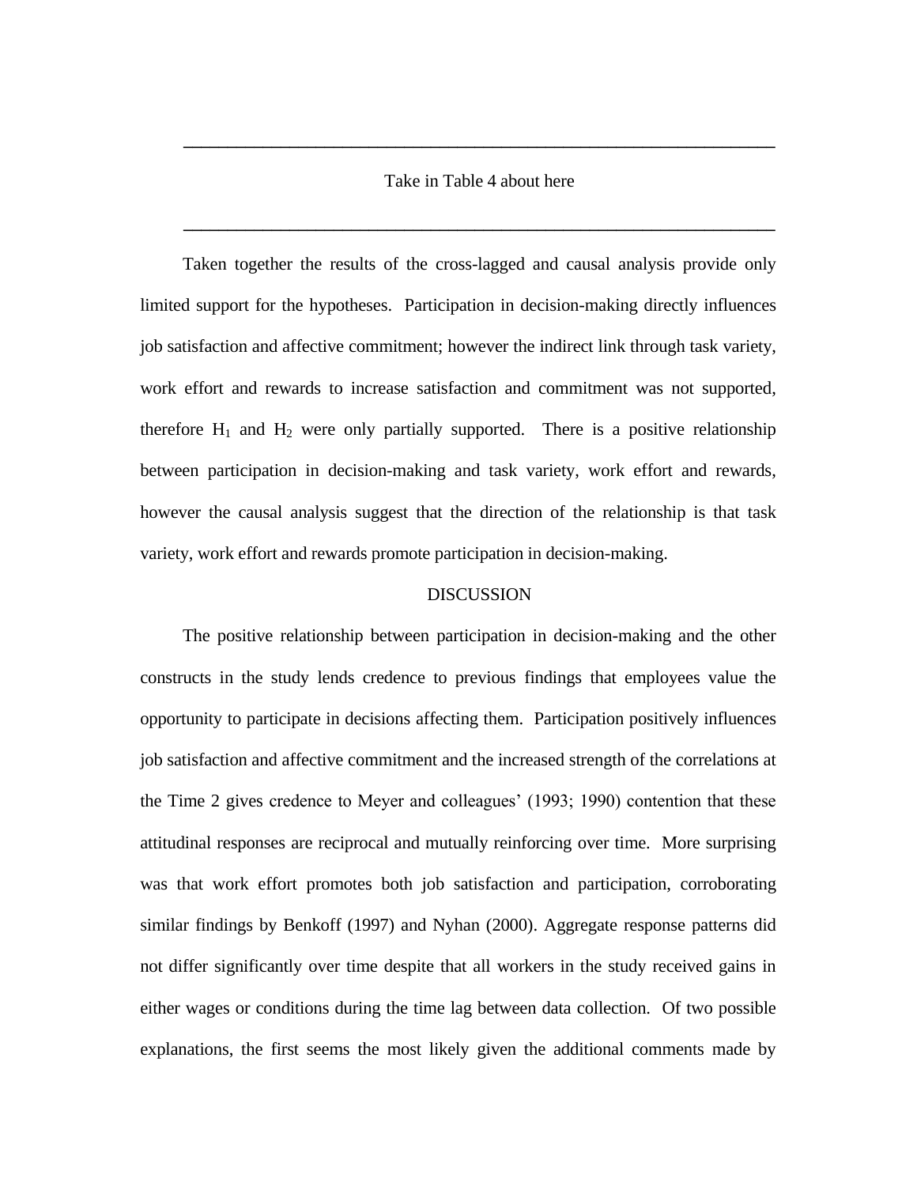---

Take in Table 4 about here

---

Taken together the results of the cross-lagged and causal analysis provide only limited support for the hypotheses. Participation in decision-making directly influences job satisfaction and affective commitment; however the indirect link through task variety, work effort and rewards to increase satisfaction and commitment was not supported, therefore $H_1$ and $H_2$ were only partially supported. There is a positive relationship between participation in decision-making and task variety, work effort and rewards, however the causal analysis suggest that the direction of the relationship is that task variety, work effort and rewards promote participation in decision-making.

## DISCUSSION

The positive relationship between participation in decision-making and the other constructs in the study lends credence to previous findings that employees value the opportunity to participate in decisions affecting them. Participation positively influences job satisfaction and affective commitment and the increased strength of the correlations at the Time 2 gives credence to Meyer and colleagues' (1993; 1990) contention that these attitudinal responses are reciprocal and mutually reinforcing over time. More surprising was that work effort promotes both job satisfaction and participation, corroborating similar findings by Benkoff (1997) and Nyhan (2000). Aggregate response patterns did not differ significantly over time despite that all workers in the study received gains in either wages or conditions during the time lag between data collection. Of two possible explanations, the first seems the most likely given the additional comments made by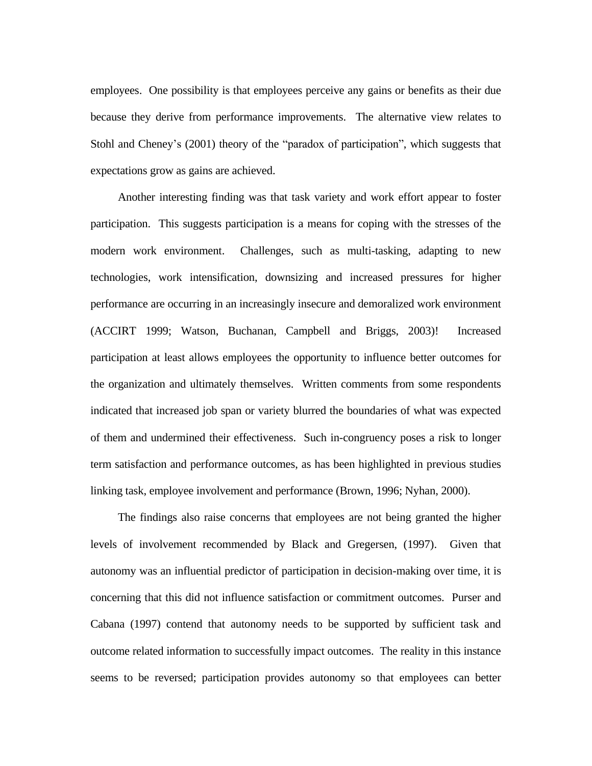employees. One possibility is that employees perceive any gains or benefits as their due because they derive from performance improvements. The alternative view relates to Stohl and Cheney's (2001) theory of the "paradox of participation", which suggests that expectations grow as gains are achieved.

Another interesting finding was that task variety and work effort appear to foster participation. This suggests participation is a means for coping with the stresses of the modern work environment. Challenges, such as multi-tasking, adapting to new technologies, work intensification, downsizing and increased pressures for higher performance are occurring in an increasingly insecure and demoralized work environment (ACCIRT 1999; Watson, Buchanan, Campbell and Briggs, 2003)! Increased participation at least allows employees the opportunity to influence better outcomes for the organization and ultimately themselves. Written comments from some respondents indicated that increased job span or variety blurred the boundaries of what was expected of them and undermined their effectiveness. Such in-congruency poses a risk to longer term satisfaction and performance outcomes, as has been highlighted in previous studies linking task, employee involvement and performance (Brown, 1996; Nyhan, 2000).

The findings also raise concerns that employees are not being granted the higher levels of involvement recommended by Black and Gregersen, (1997). Given that autonomy was an influential predictor of participation in decision-making over time, it is concerning that this did not influence satisfaction or commitment outcomes. Purser and Cabana (1997) contend that autonomy needs to be supported by sufficient task and outcome related information to successfully impact outcomes. The reality in this instance seems to be reversed; participation provides autonomy so that employees can better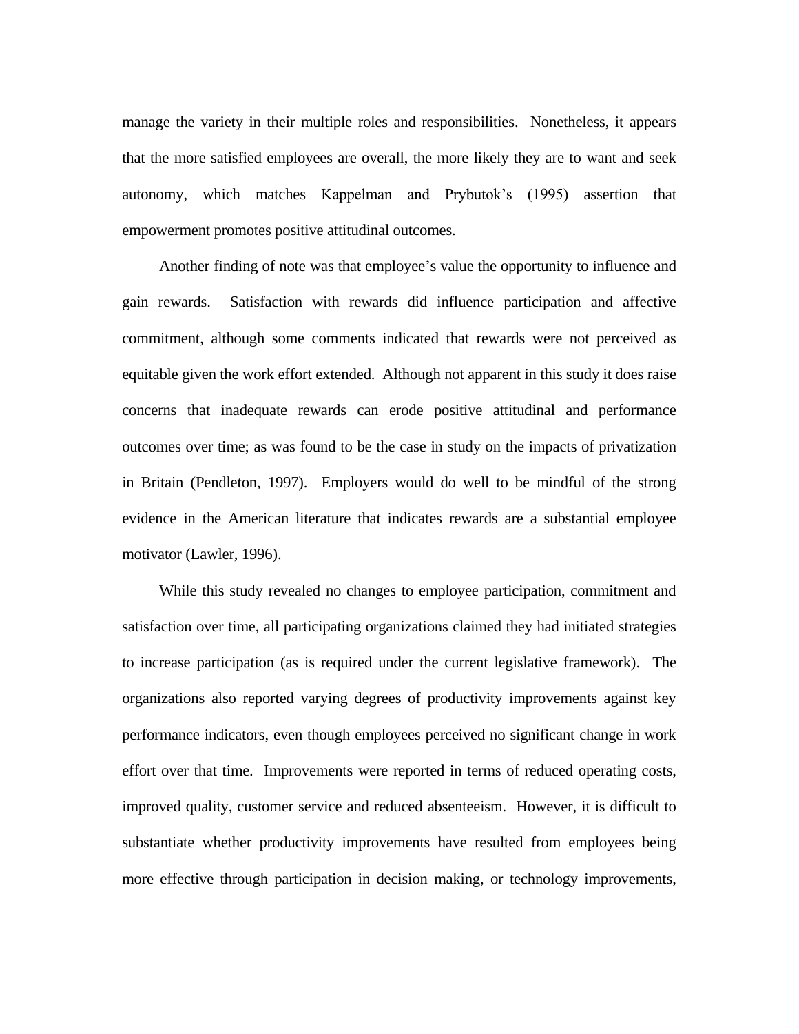manage the variety in their multiple roles and responsibilities. Nonetheless, it appears that the more satisfied employees are overall, the more likely they are to want and seek autonomy, which matches Kappelman and Prybutok's (1995) assertion that empowerment promotes positive attitudinal outcomes.

Another finding of note was that employee's value the opportunity to influence and gain rewards. Satisfaction with rewards did influence participation and affective commitment, although some comments indicated that rewards were not perceived as equitable given the work effort extended. Although not apparent in this study it does raise concerns that inadequate rewards can erode positive attitudinal and performance outcomes over time; as was found to be the case in study on the impacts of privatization in Britain (Pendleton, 1997). Employers would do well to be mindful of the strong evidence in the American literature that indicates rewards are a substantial employee motivator (Lawler, 1996).

While this study revealed no changes to employee participation, commitment and satisfaction over time, all participating organizations claimed they had initiated strategies to increase participation (as is required under the current legislative framework). The organizations also reported varying degrees of productivity improvements against key performance indicators, even though employees perceived no significant change in work effort over that time. Improvements were reported in terms of reduced operating costs, improved quality, customer service and reduced absenteeism. However, it is difficult to substantiate whether productivity improvements have resulted from employees being more effective through participation in decision making, or technology improvements,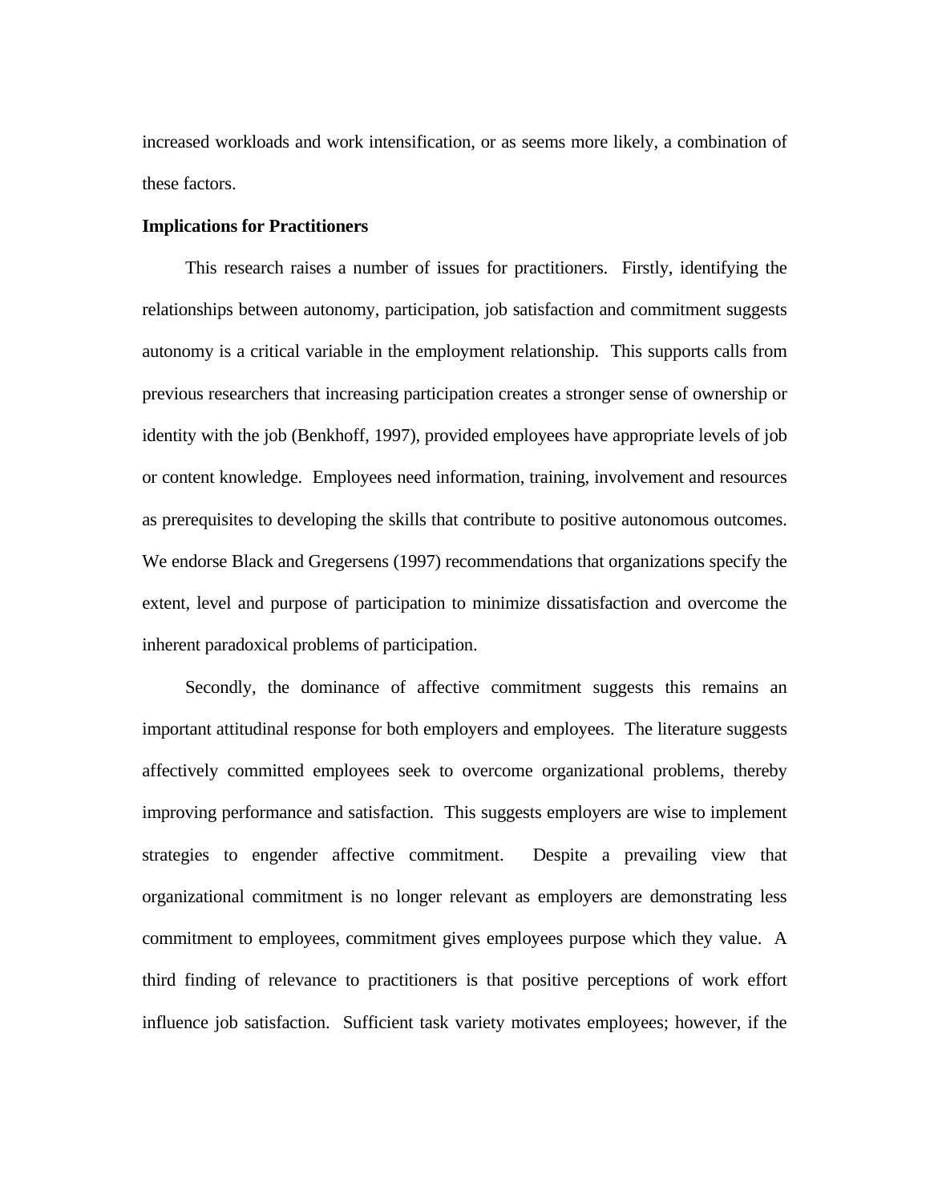increased workloads and work intensification, or as seems more likely, a combination of these factors.

**Implications for Practitioners**

This research raises a number of issues for practitioners. Firstly, identifying the relationships between autonomy, participation, job satisfaction and commitment suggests autonomy is a critical variable in the employment relationship. This supports calls from previous researchers that increasing participation creates a stronger sense of ownership or identity with the job (Benkhoff, 1997), provided employees have appropriate levels of job or content knowledge. Employees need information, training, involvement and resources as prerequisites to developing the skills that contribute to positive autonomous outcomes. We endorse Black and Gregersens (1997) recommendations that organizations specify the extent, level and purpose of participation to minimize dissatisfaction and overcome the inherent paradoxical problems of participation.

Secondly, the dominance of affective commitment suggests this remains an important attitudinal response for both employers and employees. The literature suggests affectively committed employees seek to overcome organizational problems, thereby improving performance and satisfaction. This suggests employers are wise to implement strategies to engender affective commitment. Despite a prevailing view that organizational commitment is no longer relevant as employers are demonstrating less commitment to employees, commitment gives employees purpose which they value. A third finding of relevance to practitioners is that positive perceptions of work effort influence job satisfaction. Sufficient task variety motivates employees; however, if the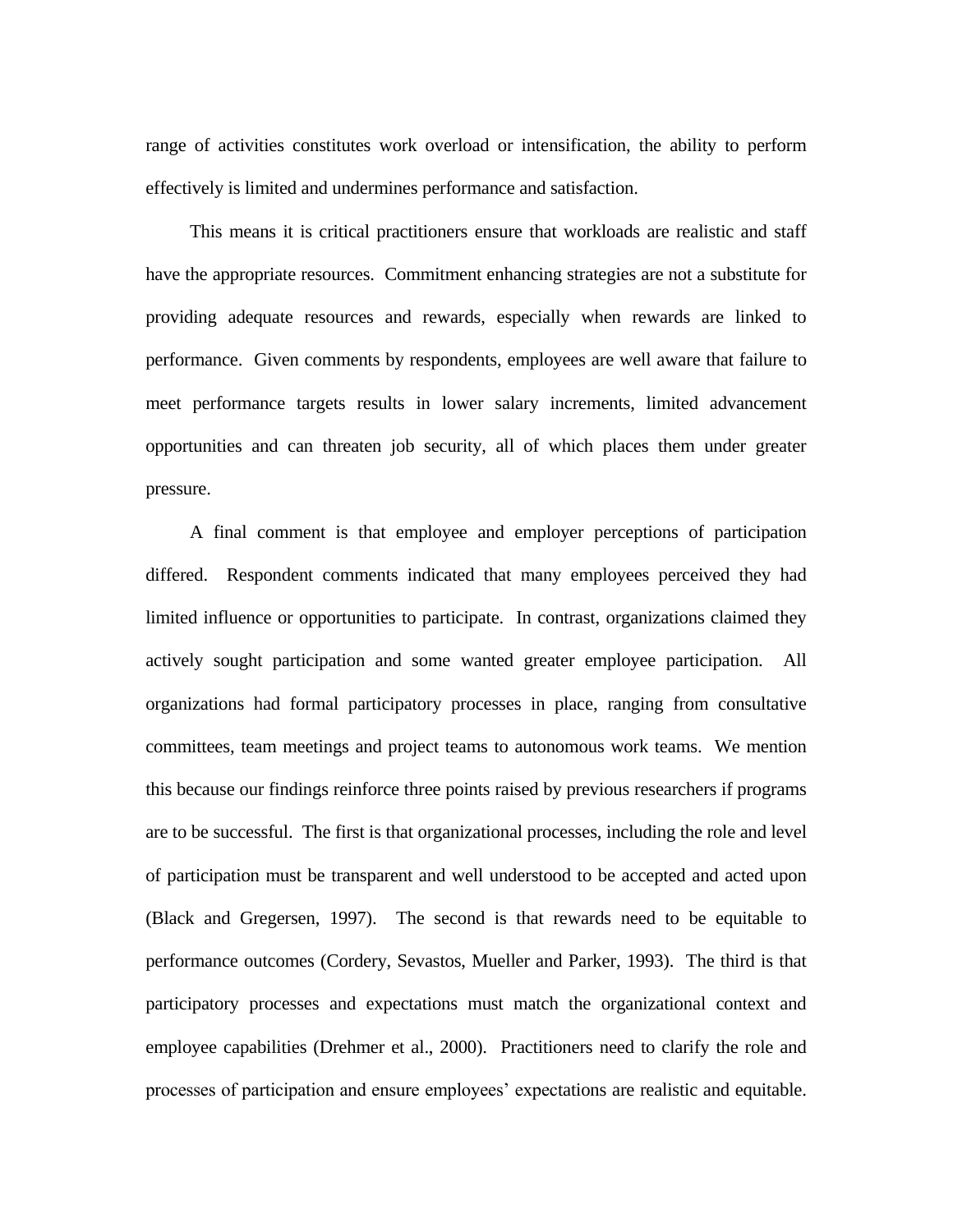range of activities constitutes work overload or intensification, the ability to perform effectively is limited and undermines performance and satisfaction.

This means it is critical practitioners ensure that workloads are realistic and staff have the appropriate resources. Commitment enhancing strategies are not a substitute for providing adequate resources and rewards, especially when rewards are linked to performance. Given comments by respondents, employees are well aware that failure to meet performance targets results in lower salary increments, limited advancement opportunities and can threaten job security, all of which places them under greater pressure.

A final comment is that employee and employer perceptions of participation differed. Respondent comments indicated that many employees perceived they had limited influence or opportunities to participate. In contrast, organizations claimed they actively sought participation and some wanted greater employee participation. All organizations had formal participatory processes in place, ranging from consultative committees, team meetings and project teams to autonomous work teams. We mention this because our findings reinforce three points raised by previous researchers if programs are to be successful. The first is that organizational processes, including the role and level of participation must be transparent and well understood to be accepted and acted upon (Black and Gregersen, 1997). The second is that rewards need to be equitable to performance outcomes (Cordery, Sevastos, Mueller and Parker, 1993). The third is that participatory processes and expectations must match the organizational context and employee capabilities (Drehmer et al., 2000). Practitioners need to clarify the role and processes of participation and ensure employees' expectations are realistic and equitable.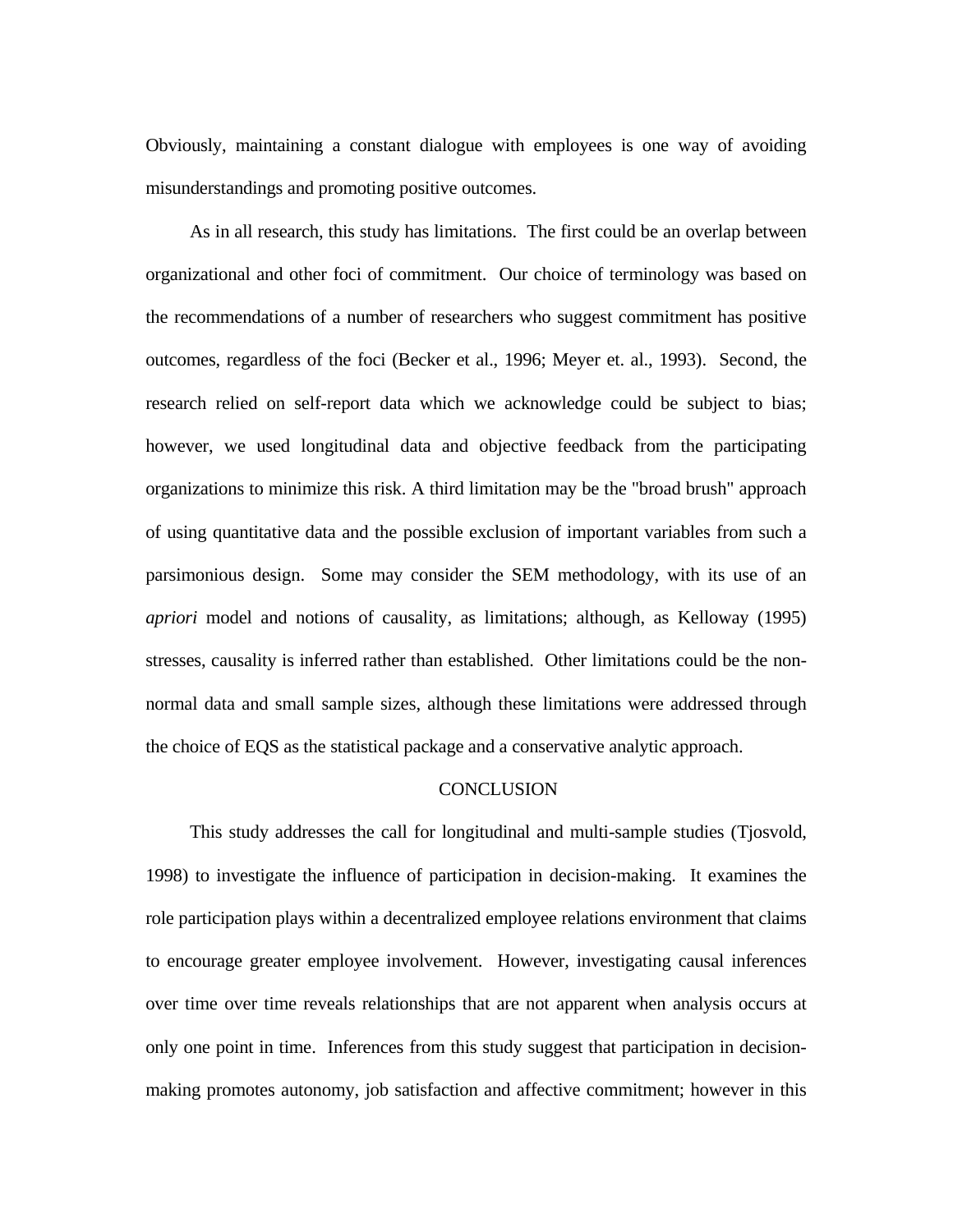Obviously, maintaining a constant dialogue with employees is one way of avoiding misunderstandings and promoting positive outcomes.

As in all research, this study has limitations. The first could be an overlap between organizational and other foci of commitment. Our choice of terminology was based on the recommendations of a number of researchers who suggest commitment has positive outcomes, regardless of the foci (Becker et al., 1996; Meyer et. al., 1993). Second, the research relied on self-report data which we acknowledge could be subject to bias; however, we used longitudinal data and objective feedback from the participating organizations to minimize this risk. A third limitation may be the "broad brush" approach of using quantitative data and the possible exclusion of important variables from such a parsimonious design. Some may consider the SEM methodology, with its use of an *apriori* model and notions of causality, as limitations; although, as Kelloway (1995) stresses, causality is inferred rather than established. Other limitations could be the non-normal data and small sample sizes, although these limitations were addressed through the choice of EQS as the statistical package and a conservative analytic approach.

## CONCLUSION

This study addresses the call for longitudinal and multi-sample studies (Tjosvold, 1998) to investigate the influence of participation in decision-making. It examines the role participation plays within a decentralized employee relations environment that claims to encourage greater employee involvement. However, investigating causal inferences over time over time reveals relationships that are not apparent when analysis occurs at only one point in time. Inferences from this study suggest that participation in decision-making promotes autonomy, job satisfaction and affective commitment; however in this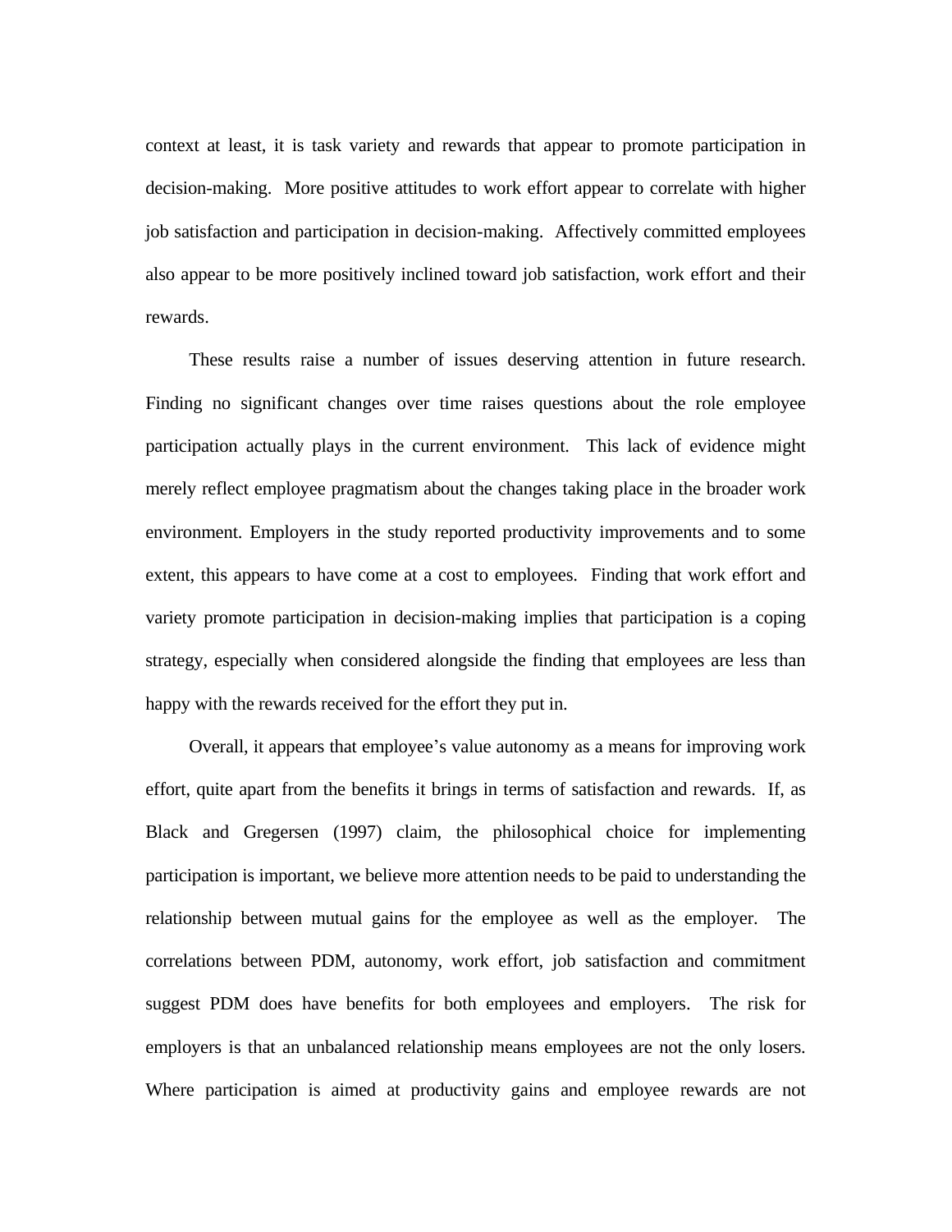context at least, it is task variety and rewards that appear to promote participation in decision-making. More positive attitudes to work effort appear to correlate with higher job satisfaction and participation in decision-making. Affectively committed employees also appear to be more positively inclined toward job satisfaction, work effort and their rewards.

These results raise a number of issues deserving attention in future research. Finding no significant changes over time raises questions about the role employee participation actually plays in the current environment. This lack of evidence might merely reflect employee pragmatism about the changes taking place in the broader work environment. Employers in the study reported productivity improvements and to some extent, this appears to have come at a cost to employees. Finding that work effort and variety promote participation in decision-making implies that participation is a coping strategy, especially when considered alongside the finding that employees are less than happy with the rewards received for the effort they put in.

Overall, it appears that employee's value autonomy as a means for improving work effort, quite apart from the benefits it brings in terms of satisfaction and rewards. If, as Black and Gregersen (1997) claim, the philosophical choice for implementing participation is important, we believe more attention needs to be paid to understanding the relationship between mutual gains for the employee as well as the employer. The correlations between PDM, autonomy, work effort, job satisfaction and commitment suggest PDM does have benefits for both employees and employers. The risk for employers is that an unbalanced relationship means employees are not the only losers. Where participation is aimed at productivity gains and employee rewards are not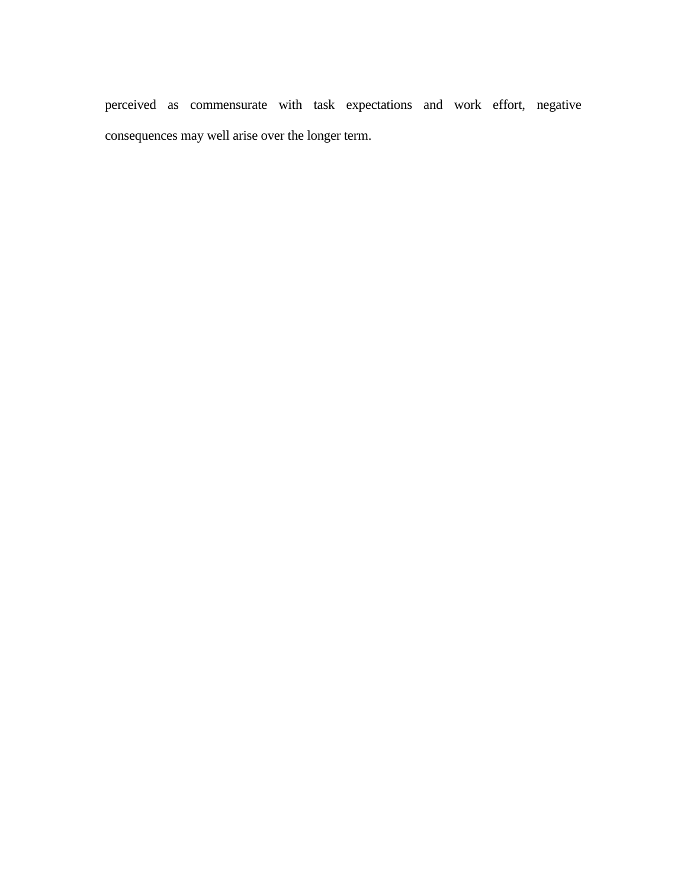perceived as commensurate with task expectations and work effort, negative consequences may well arise over the longer term.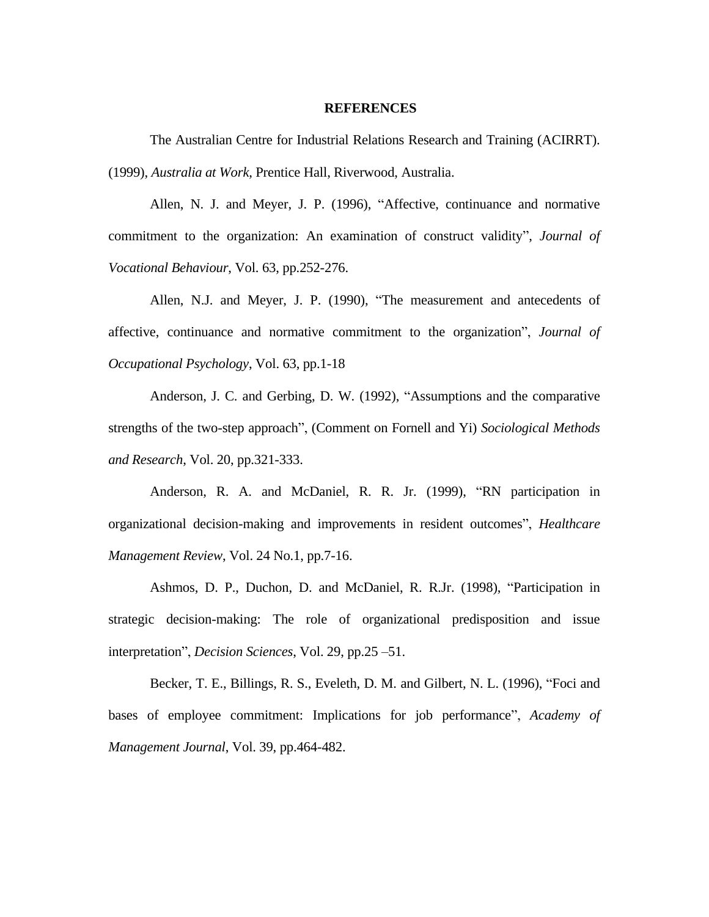## REFERENCES

The Australian Centre for Industrial Relations Research and Training (ACIRRT). (1999), *Australia at Work*, Prentice Hall, Riverwood, Australia.

Allen, N. J. and Meyer, J. P. (1996), "Affective, continuance and normative commitment to the organization: An examination of construct validity", *Journal of Vocational Behaviour*, Vol. 63, pp.252-276.

Allen, N.J. and Meyer, J. P. (1990), "The measurement and antecedents of affective, continuance and normative commitment to the organization", *Journal of Occupational Psychology*, Vol. 63, pp.1-18

Anderson, J. C. and Gerbing, D. W. (1992), "Assumptions and the comparative strengths of the two-step approach", (Comment on Fornell and Yi) *Sociological Methods and Research*, Vol. 20, pp.321-333.

Anderson, R. A. and McDaniel, R. R. Jr. (1999), "RN participation in organizational decision-making and improvements in resident outcomes", *Healthcare Management Review*, Vol. 24 No.1, pp.7-16.

Ashmos, D. P., Duchon, D. and McDaniel, R. R.Jr. (1998), "Participation in strategic decision-making: The role of organizational predisposition and issue interpretation", *Decision Sciences*, Vol. 29, pp.25 –51.

Becker, T. E., Billings, R. S., Eveleth, D. M. and Gilbert, N. L. (1996), "Foci and bases of employee commitment: Implications for job performance", *Academy of Management Journal*, Vol. 39, pp.464-482.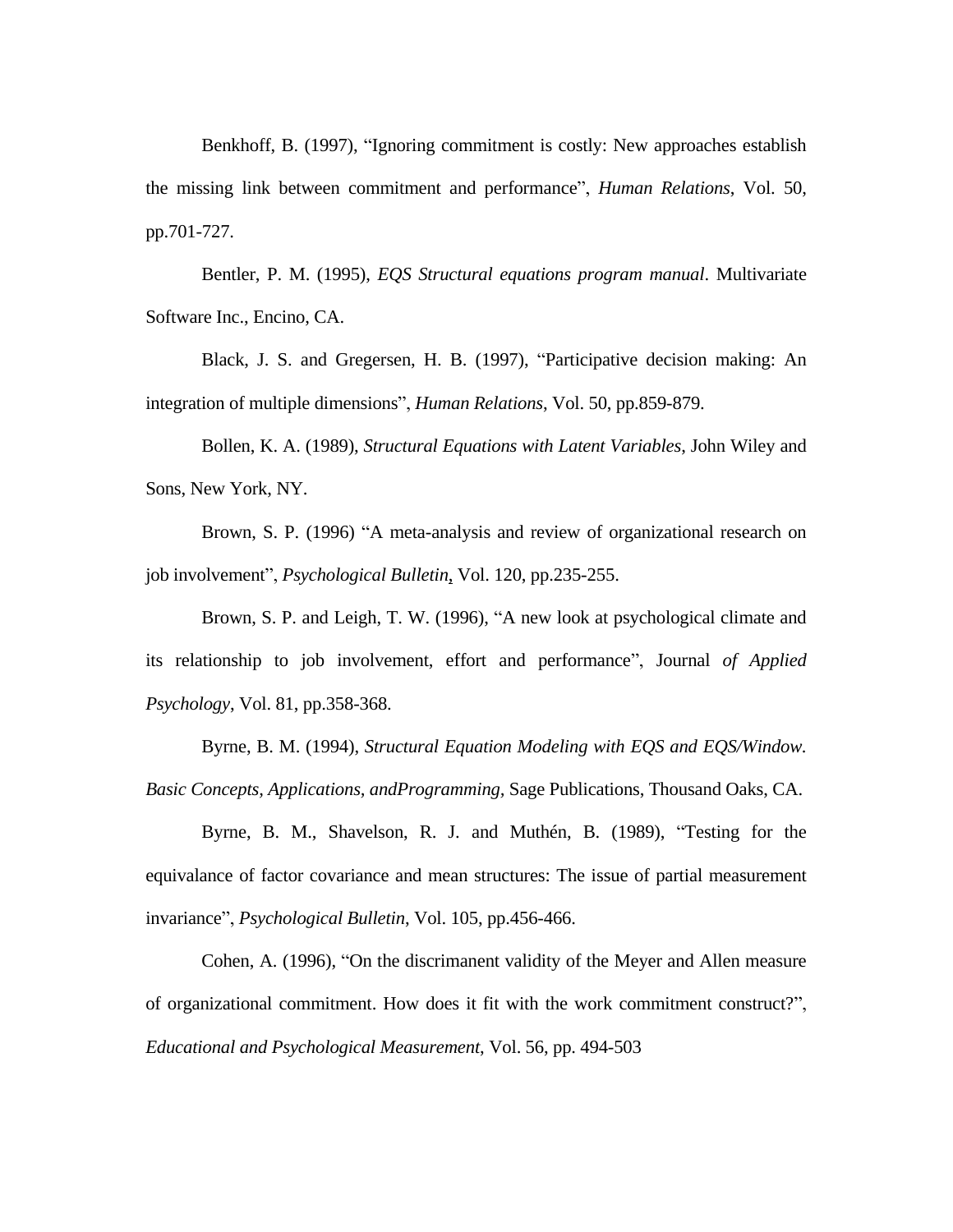Benkhoff, B. (1997), “Ignoring commitment is costly: New approaches establish the missing link between commitment and performance”, *Human Relations*, Vol. 50, pp.701-727.

Bentler, P. M. (1995), *EQS Structural equations program manual*. Multivariate Software Inc., Encino, CA.

Black, J. S. and Gregersen, H. B. (1997), “Participative decision making: An integration of multiple dimensions”, *Human Relations*, Vol. 50, pp.859-879.

Bollen, K. A. (1989), *Structural Equations with Latent Variables*, John Wiley and Sons, New York, NY.

Brown, S. P. (1996) “A meta-analysis and review of organizational research on job involvement”, *Psychological Bulletin*, Vol. 120, pp.235-255.

Brown, S. P. and Leigh, T. W. (1996), “A new look at psychological climate and its relationship to job involvement, effort and performance”, Journal *of Applied Psychology*, Vol. 81, pp.358-368.

Byrne, B. M. (1994), *Structural Equation Modeling with EQS and EQS/Window. Basic Concepts, Applications, andProgramming*, Sage Publications, Thousand Oaks, CA.

Byrne, B. M., Shavelson, R. J. and Muthén, B. (1989), “Testing for the equivalance of factor covariance and mean structures: The issue of partial measurement invariance”, *Psychological Bulletin*, Vol. 105, pp.456-466.

Cohen, A. (1996), “On the discrimanent validity of the Meyer and Allen measure of organizational commitment. How does it fit with the work commitment construct?”, *Educational and Psychological Measurement*, Vol. 56, pp. 494-503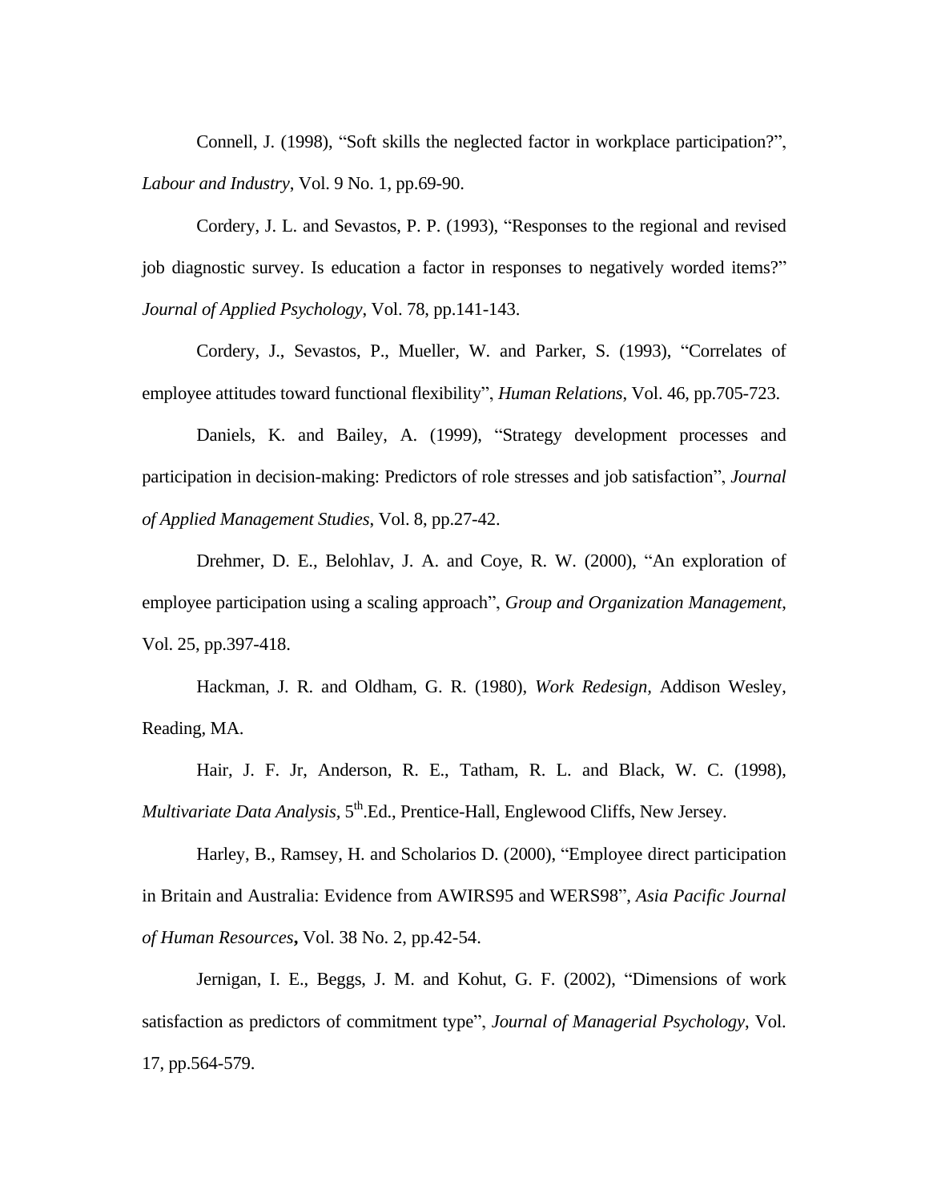Connell, J. (1998), “Soft skills the neglected factor in workplace participation?”, *Labour and Industry*, Vol. 9 No. 1, pp.69-90.

Cordery, J. L. and Sevastos, P. P. (1993), “Responses to the regional and revised job diagnostic survey. Is education a factor in responses to negatively worded items?” *Journal of Applied Psychology*, Vol. 78, pp.141-143.

Cordery, J., Sevastos, P., Mueller, W. and Parker, S. (1993), “Correlates of employee attitudes toward functional flexibility”, *Human Relations*, Vol. 46, pp.705-723.

Daniels, K. and Bailey, A. (1999), “Strategy development processes and participation in decision-making: Predictors of role stresses and job satisfaction”, *Journal of Applied Management Studies*, Vol. 8, pp.27-42.

Drehmer, D. E., Belohlav, J. A. and Coye, R. W. (2000), “An exploration of employee participation using a scaling approach”, *Group and Organization Management*, Vol. 25, pp.397-418.

Hackman, J. R. and Oldham, G. R. (1980), *Work Redesign*, Addison Wesley, Reading, MA.

Hair, J. F. Jr, Anderson, R. E., Tatham, R. L. and Black, W. C. (1998), *Multivariate Data Analysis*, 5th.Ed., Prentice-Hall, Englewood Cliffs, New Jersey.

Harley, B., Ramsey, H. and Scholarios D. (2000), “Employee direct participation in Britain and Australia: Evidence from AWIRS95 and WERS98”, *Asia Pacific Journal of Human Resources*, Vol. 38 No. 2, pp.42-54.

Jernigan, I. E., Beggs, J. M. and Kohut, G. F. (2002), “Dimensions of work satisfaction as predictors of commitment type”, *Journal of Managerial Psychology*, Vol. 17, pp.564-579.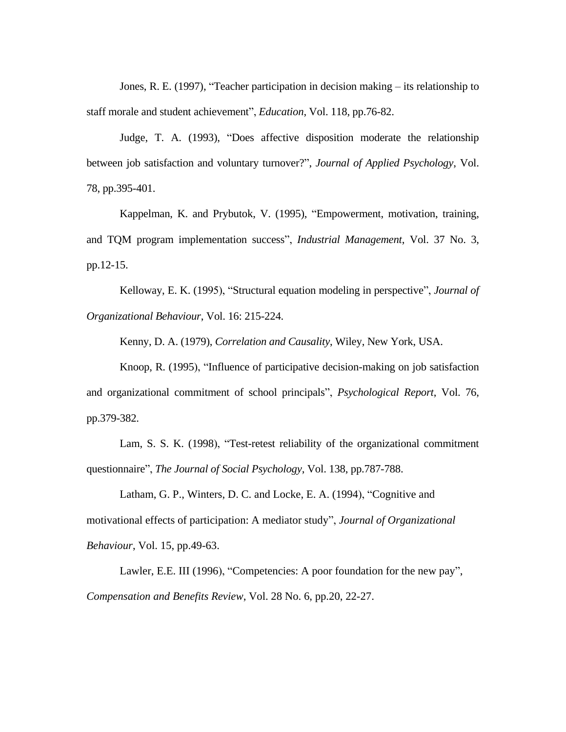Jones, R. E. (1997), "Teacher participation in decision making – its relationship to staff morale and student achievement", *Education*, Vol. 118, pp.76-82.

Judge, T. A. (1993), "Does affective disposition moderate the relationship between job satisfaction and voluntary turnover?", *Journal of Applied Psychology*, Vol. 78, pp.395-401.

Kappelman, K. and Prybutok, V. (1995), "Empowerment, motivation, training, and TQM program implementation success", *Industrial Management*, Vol. 37 No. 3, pp.12-15.

Kelloway, E. K. (1995), "Structural equation modeling in perspective", *Journal of Organizational Behaviour*, Vol. 16: 215-224.

Kenny, D. A. (1979), *Correlation and Causality*, Wiley, New York, USA.

Knoop, R. (1995), "Influence of participative decision-making on job satisfaction and organizational commitment of school principals", *Psychological Report*, Vol. 76, pp.379-382.

Lam, S. S. K. (1998), "Test-retest reliability of the organizational commitment questionnaire", *The Journal of Social Psychology*, Vol. 138, pp.787-788.

Latham, G. P., Winters, D. C. and Locke, E. A. (1994), "Cognitive and motivational effects of participation: A mediator study", *Journal of Organizational Behaviour*, Vol. 15, pp.49-63.

Lawler, E.E. III (1996), "Competencies: A poor foundation for the new pay", *Compensation and Benefits Review*, Vol. 28 No. 6, pp.20, 22-27.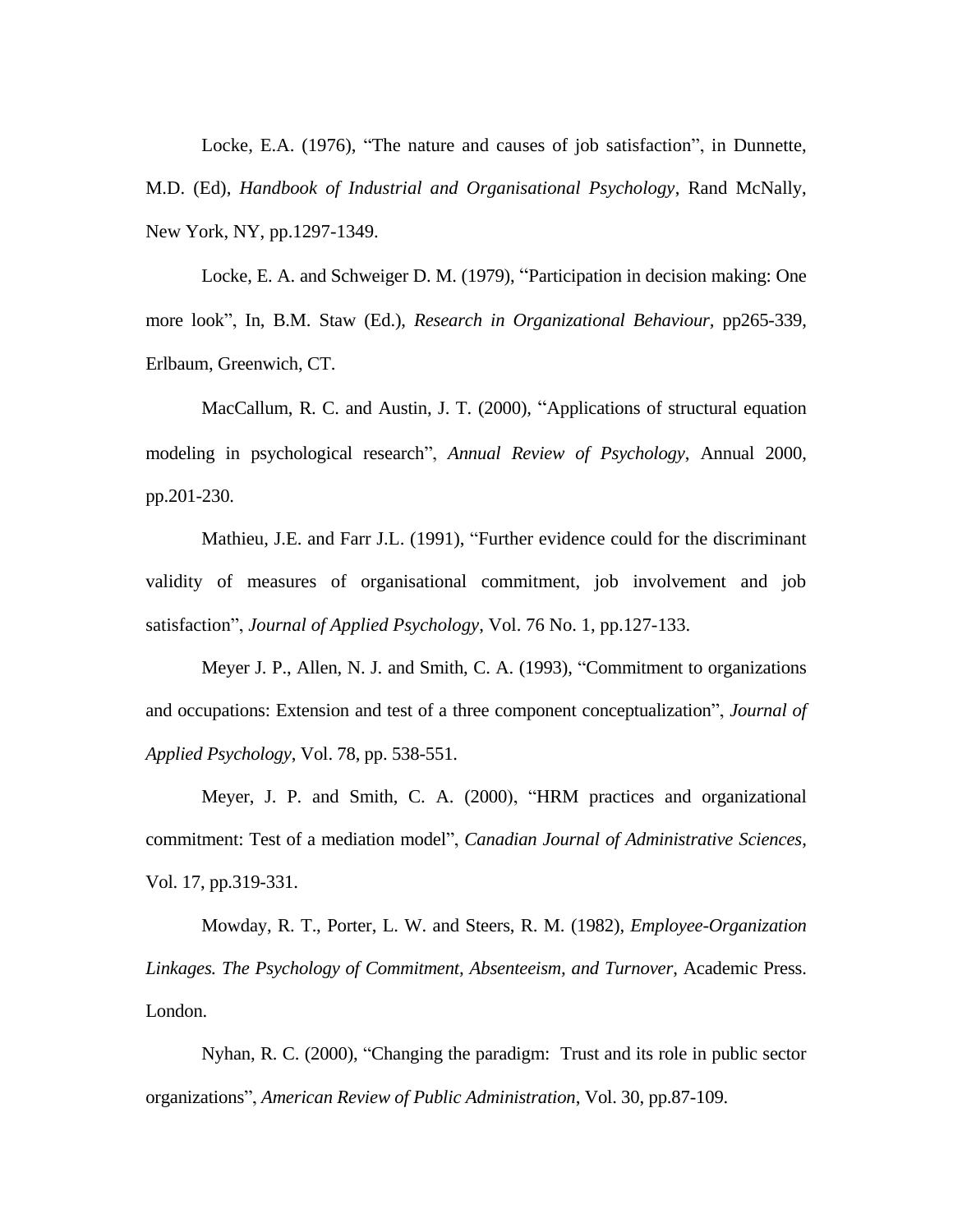Locke, E.A. (1976), "The nature and causes of job satisfaction", in Dunnette, M.D. (Ed), *Handbook of Industrial and Organisational Psychology*, Rand McNally, New York, NY, pp.1297-1349.

Locke, E. A. and Schweiger D. M. (1979), "Participation in decision making: One more look", In, B.M. Staw (Ed.), *Research in Organizational Behaviour,* pp265-339, Erlbaum, Greenwich, CT.

MacCallum, R. C. and Austin, J. T. (2000), "Applications of structural equation modeling in psychological research", *Annual Review of Psychology*, Annual 2000, pp.201-230.

Mathieu, J.E. and Farr J.L. (1991), "Further evidence could for the discriminant validity of measures of organisational commitment, job involvement and job satisfaction", *Journal of Applied Psychology*, Vol. 76 No. 1, pp.127-133.

Meyer J. P., Allen, N. J. and Smith, C. A. (1993), "Commitment to organizations and occupations: Extension and test of a three component conceptualization", *Journal of Applied Psychology*, Vol. 78, pp. 538-551.

Meyer, J. P. and Smith, C. A. (2000), "HRM practices and organizational commitment: Test of a mediation model", *Canadian Journal of Administrative Sciences*, Vol. 17, pp.319-331.

Mowday, R. T., Porter, L. W. and Steers, R. M. (1982), *Employee-Organization Linkages. The Psychology of Commitment, Absenteeism, and Turnover*, Academic Press. London.

Nyhan, R. C. (2000), "Changing the paradigm: Trust and its role in public sector organizations", *American Review of Public Administration*, Vol. 30, pp.87-109.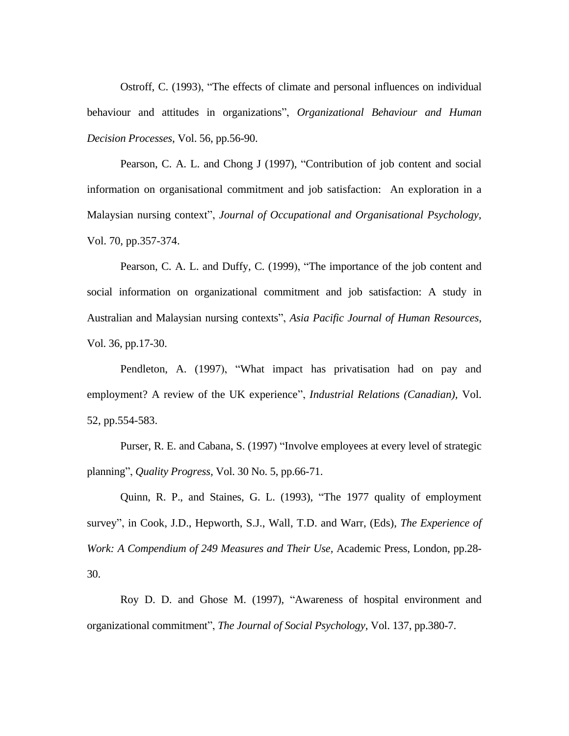Ostroff, C. (1993), "The effects of climate and personal influences on individual behaviour and attitudes in organizations", *Organizational Behaviour and Human Decision Processes*, Vol. 56, pp.56-90.

Pearson, C. A. L. and Chong J (1997), "Contribution of job content and social information on organisational commitment and job satisfaction: An exploration in a Malaysian nursing context", *Journal of Occupational and Organisational Psychology,* Vol. 70, pp.357-374.

Pearson, C. A. L. and Duffy, C. (1999), "The importance of the job content and social information on organizational commitment and job satisfaction: A study in Australian and Malaysian nursing contexts", *Asia Pacific Journal of Human Resources,* Vol. 36, pp.17-30.

Pendleton, A. (1997), "What impact has privatisation had on pay and employment? A review of the UK experience", *Industrial Relations (Canadian),* Vol. 52, pp.554-583.

Purser, R. E. and Cabana, S. (1997) "Involve employees at every level of strategic planning", *Quality Progress,* Vol. 30 No. 5, pp.66-71.

Quinn, R. P., and Staines, G. L. (1993), "The 1977 quality of employment survey", in Cook, J.D., Hepworth, S.J., Wall, T.D. and Warr, (Eds), *The Experience of Work: A Compendium of 249 Measures and Their Use,* Academic Press, London, pp.28-30.

Roy D. D. and Ghose M. (1997), "Awareness of hospital environment and organizational commitment", *The Journal of Social Psychology*, Vol. 137, pp.380-7.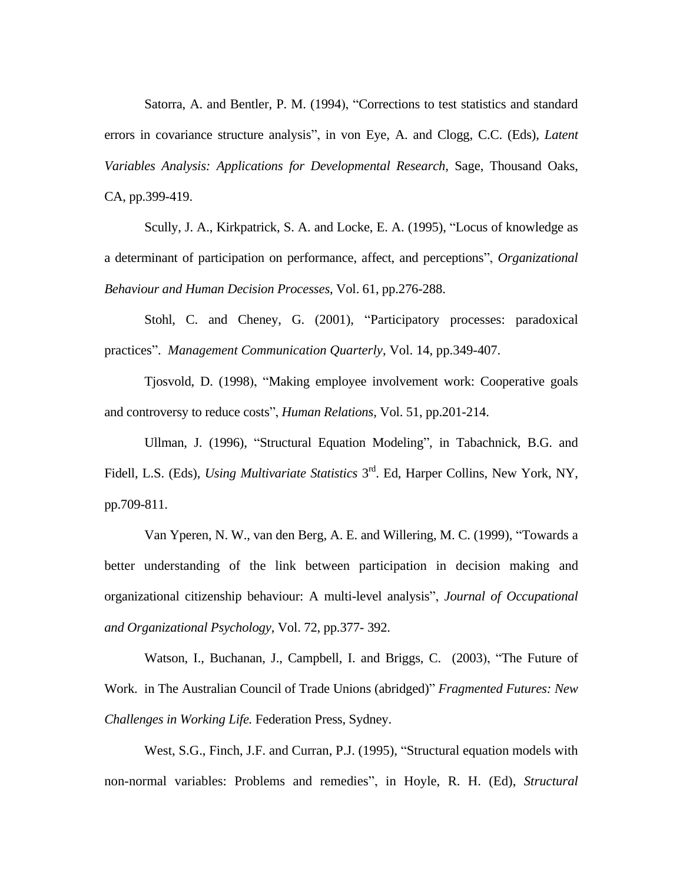Satorra, A. and Bentler, P. M. (1994), "Corrections to test statistics and standard errors in covariance structure analysis", in von Eye, A. and Clogg, C.C. (Eds), *Latent Variables Analysis: Applications for Developmental Research,* Sage, Thousand Oaks, CA, pp.399-419.

Scully, J. A., Kirkpatrick, S. A. and Locke, E. A. (1995), "Locus of knowledge as a determinant of participation on performance, affect, and perceptions", *Organizational Behaviour and Human Decision Processes*, Vol. 61, pp.276-288.

Stohl, C. and Cheney, G. (2001), "Participatory processes: paradoxical practices". *Management Communication Quarterly*, Vol. 14, pp.349-407.

Tjosvold, D. (1998), "Making employee involvement work: Cooperative goals and controversy to reduce costs", *Human Relations*, Vol. 51, pp.201-214.

Ullman, J. (1996), "Structural Equation Modeling", in Tabachnick, B.G. and Fidell, L.S. (Eds), *Using Multivariate Statistics* 3rd. Ed, Harper Collins, New York, NY, pp.709-811.

Van Yperen, N. W., van den Berg, A. E. and Willering, M. C. (1999), "Towards a better understanding of the link between participation in decision making and organizational citizenship behaviour: A multi-level analysis", *Journal of Occupational and Organizational Psychology*, Vol. 72, pp.377- 392.

Watson, I., Buchanan, J., Campbell, I. and Briggs, C. (2003), "The Future of Work. in The Australian Council of Trade Unions (abridged)" *Fragmented Futures: New Challenges in Working Life.* Federation Press, Sydney.

West, S.G., Finch, J.F. and Curran, P.J. (1995), "Structural equation models with non-normal variables: Problems and remedies", in Hoyle, R. H. (Ed), *Structural*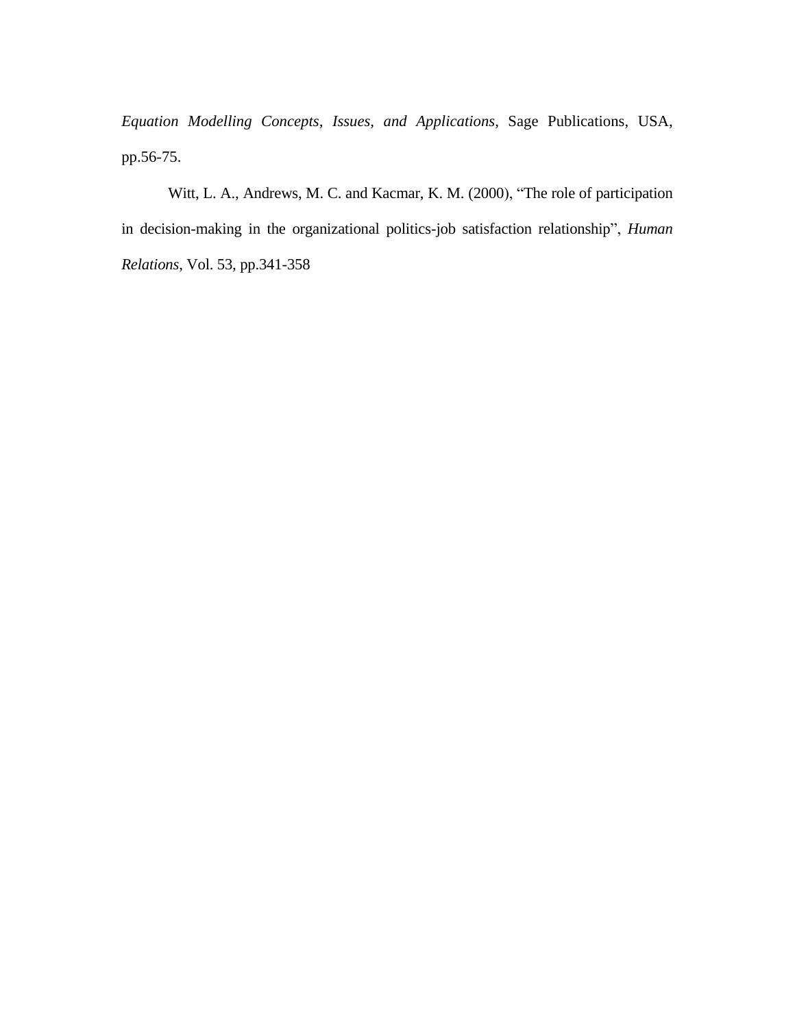*Equation Modelling Concepts, Issues, and Applications*, Sage Publications, USA, pp.56-75.

Witt, L. A., Andrews, M. C. and Kacmar, K. M. (2000), “The role of participation in decision-making in the organizational politics-job satisfaction relationship”, *Human Relations*, Vol. 53, pp.341-358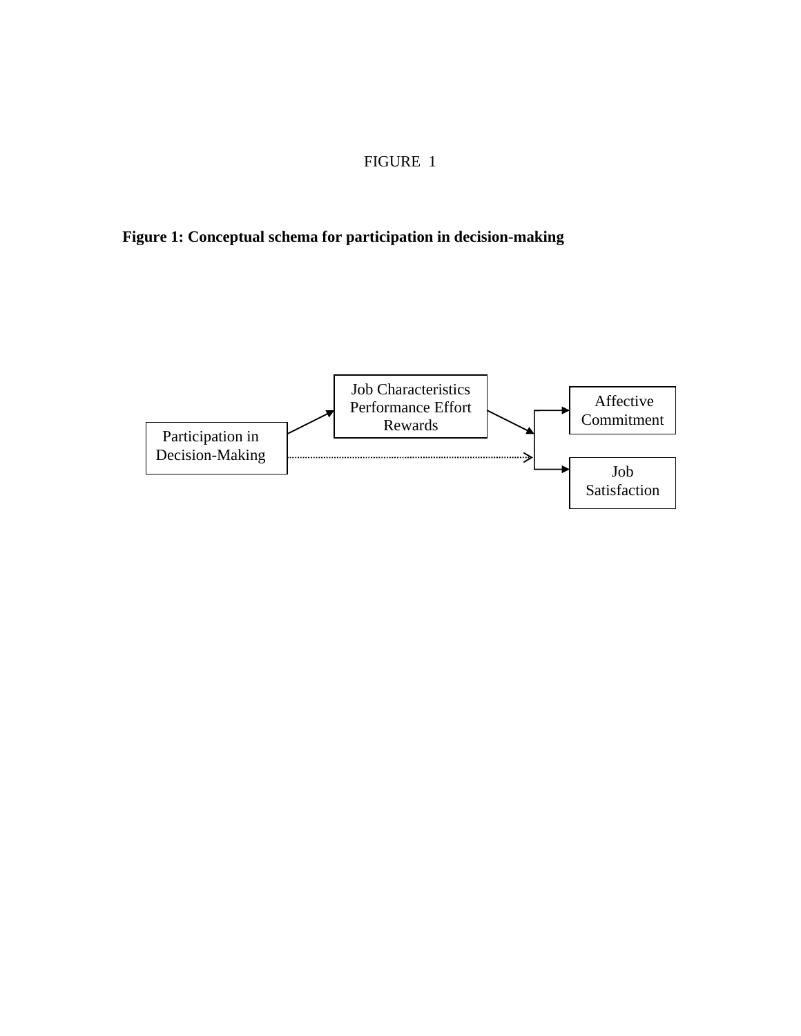FIGURE 1

**Figure 1: Conceptual schema for participation in decision-making**

Participation in Decision-Making

Job Characteristics Performance Effort Rewards

Affective Commitment

Job Satisfaction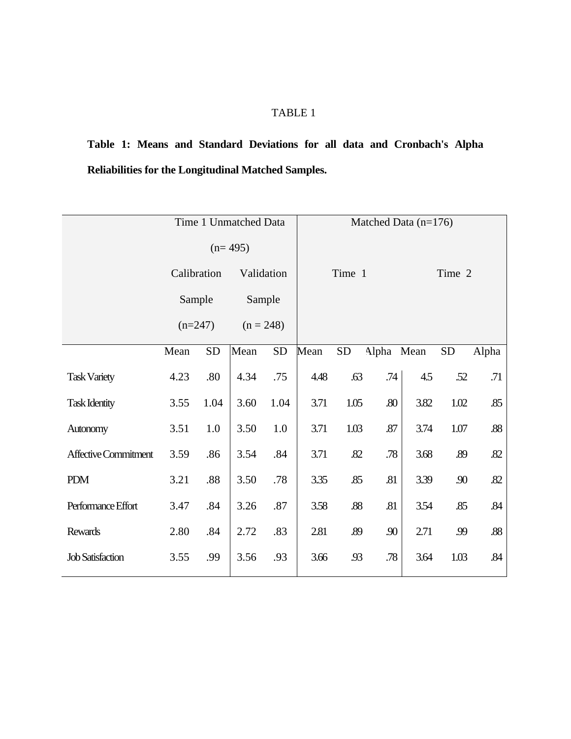TABLE 1

**Table 1: Means and Standard Deviations for all data and Cronbach's Alpha Reliabilities for the Longitudinal Matched Samples.**

| | Time 1 Unmatched Data (n= 495) | | | | Matched Data (n=176) | | | | | |
|---|---|---|---|---|---|---|---|---|---|---|
| | Calibration Sample (n=247) | | Validation Sample (n = 248) | | Time 1 | | | Time 2 | | |
| | Mean | SD | Mean | SD | Mean | SD | Alpha | Mean | SD | Alpha |
| Task Variety | 4.23 | .80 | 4.34 | .75 | 4.48 | .63 | .74 | 4.5 | .52 | .71 |
| Task Identity | 3.55 | 1.04 | 3.60 | 1.04 | 3.71 | 1.05 | .80 | 3.82 | 1.02 | .85 |
| Autonomy | 3.51 | 1.0 | 3.50 | 1.0 | 3.71 | 1.03 | .87 | 3.74 | 1.07 | .88 |
| Affective Commitment | 3.59 | .86 | 3.54 | .84 | 3.71 | .82 | .78 | 3.68 | .89 | .82 |
| PDM | 3.21 | .88 | 3.50 | .78 | 3.35 | .85 | .81 | 3.39 | .90 | .82 |
| Performance Effort | 3.47 | .84 | 3.26 | .87 | 3.58 | .88 | .81 | 3.54 | .85 | .84 |
| Rewards | 2.80 | .84 | 2.72 | .83 | 2.81 | .89 | .90 | 2.71 | .99 | .88 |
| Job Satisfaction | 3.55 | .99 | 3.56 | .93 | 3.66 | .93 | .78 | 3.64 | 1.03 | .84 |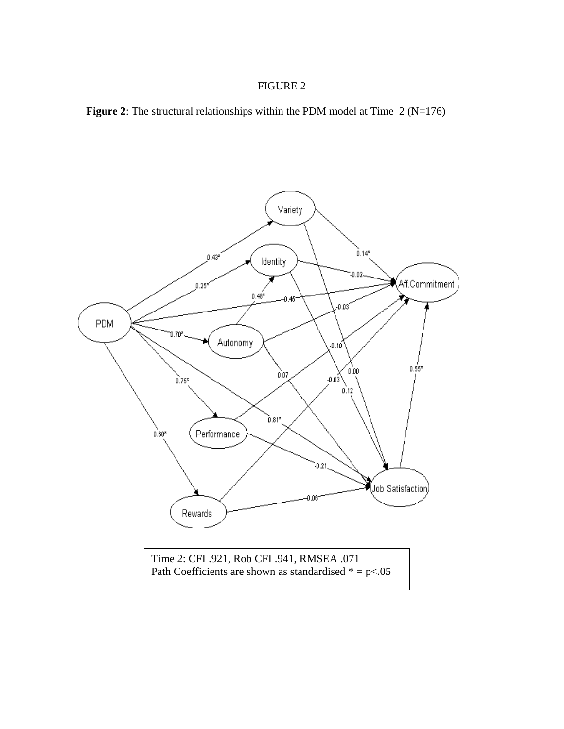FIGURE 2

**Figure 2**: The structural relationships within the PDM model at Time 2 (N=176)

Time 2: CFI .921, Rob CFI .941, RMSEA .071
Path Coefficients are shown as standardised * = p<.05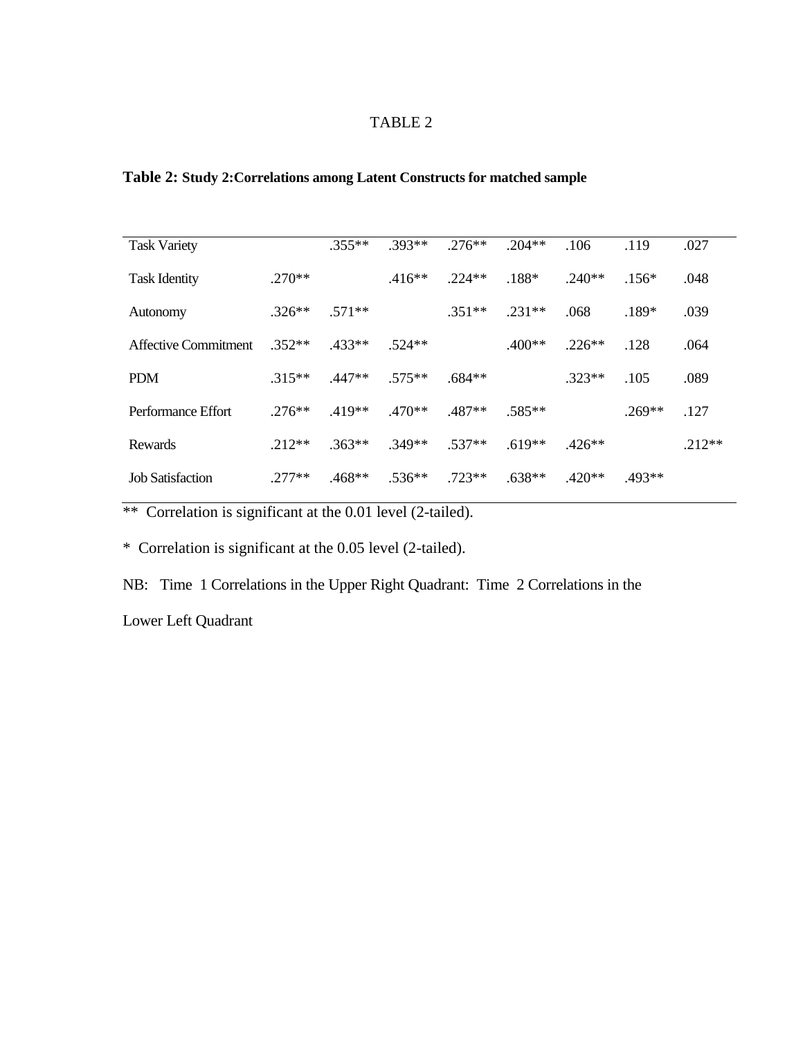TABLE 2

**Table 2: Study 2:Correlations among Latent Constructs for matched sample**

| | | | | | | | | |
|---|---|---|---|---|---|---|---|---|
| Task Variety | | .355** | .393** | .276** | .204** | .106 | .119 | .027 |
| Task Identity | .270** | | .416** | .224** | .188* | .240** | .156* | .048 |
| Autonomy | .326** | .571** | | .351** | .231** | .068 | .189* | .039 |
| Affective Commitment | .352** | .433** | .524** | | .400** | .226** | .128 | .064 |
| PDM | .315** | .447** | .575** | .684** | | .323** | .105 | .089 |
| Performance Effort | .276** | .419** | .470** | .487** | .585** | | .269** | .127 |
| Rewards | .212** | .363** | .349** | .537** | .619** | .426** | | .212** |
| Job Satisfaction | .277** | .468** | .536** | .723** | .638** | .420** | .493** | |

** Correlation is significant at the 0.01 level (2-tailed).

* Correlation is significant at the 0.05 level (2-tailed).

NB: Time 1 Correlations in the Upper Right Quadrant: Time 2 Correlations in the Lower Left Quadrant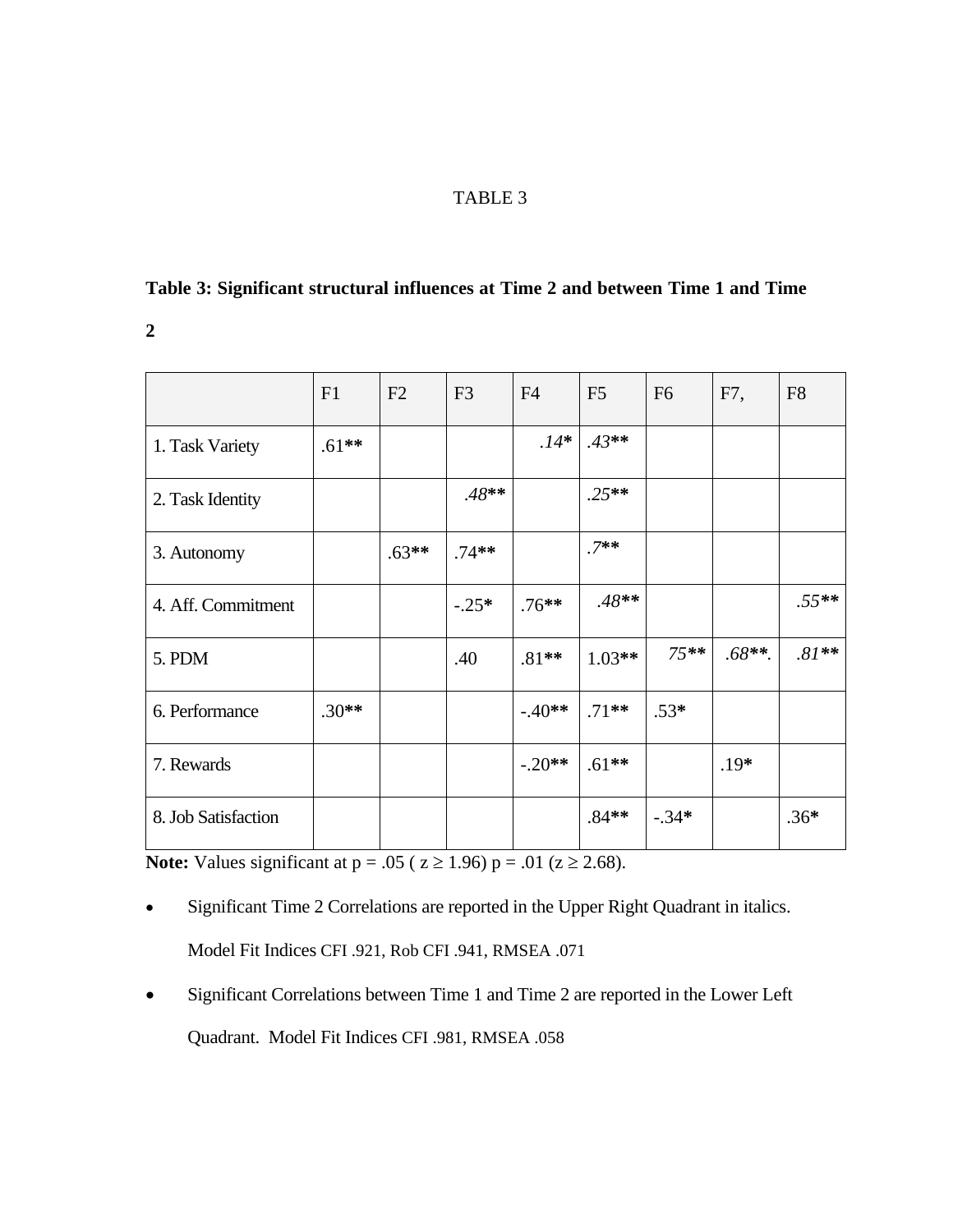TABLE 3

**Table 3: Significant structural influences at Time 2 and between Time 1 and Time 2**

| | F1 | F2 | F3 | F4 | F5 | F6 | F7, | F8 |
|---|---|---|---|---|---|---|---|---|
| 1. Task Variety | .61** | | | *.14** | *.43*** | | | |
| 2. Task Identity | | | *.48*** | | *.25*** | | | |
| 3. Autonomy | | .63** | .74** | | *.7*** | | | |
| 4. Aff. Commitment | | | -.25* | .76** | *.48*** | | | *.55*** |
| 5. PDM | | | .40 | .81** | 1.03** | *75*** | *.68**.* | *.81*** |
| 6. Performance | .30** | | | -.40** | .71** | .53* | | |
| 7. Rewards | | | | -.20** | .61** | | .19* | |
| 8. Job Satisfaction | | | | | .84** | -.34* | | .36* |

**Note:** Values significant at p = .05 ( z ≥ 1.96) p = .01 (z ≥ 2.68).

- Significant Time 2 Correlations are reported in the Upper Right Quadrant in italics. Model Fit Indices CFI .921, Rob CFI .941, RMSEA .071
- Significant Correlations between Time 1 and Time 2 are reported in the Lower Left Quadrant. Model Fit Indices CFI .981, RMSEA .058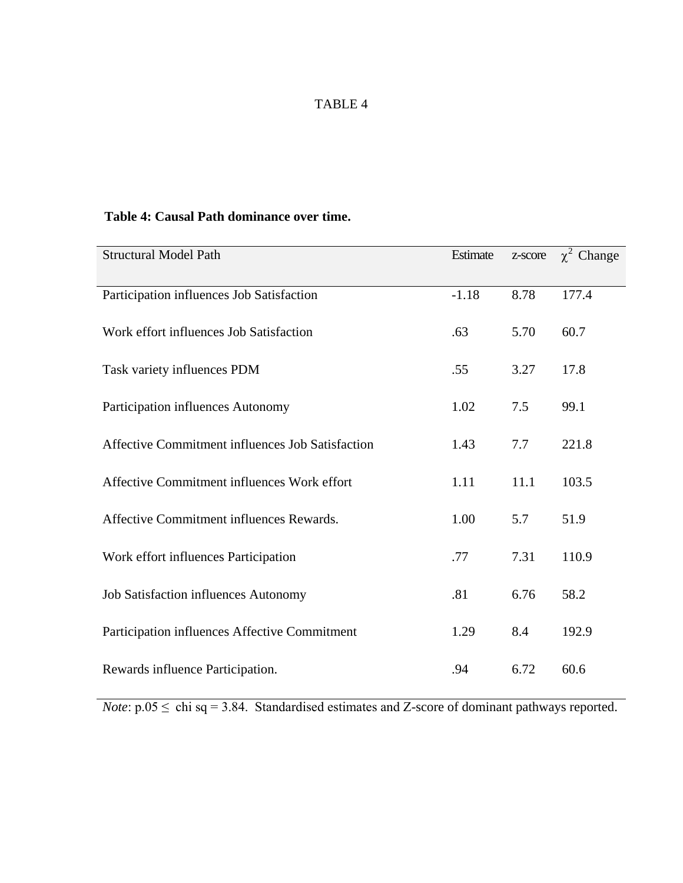TABLE 4

**Table 4: Causal Path dominance over time.**

| Structural Model Path | Estimate | z-score | $\chi^2$ Change |
|---|---|---|---|
| Participation influences Job Satisfaction | -1.18 | 8.78 | 177.4 |
| Work effort influences Job Satisfaction | .63 | 5.70 | 60.7 |
| Task variety influences PDM | .55 | 3.27 | 17.8 |
| Participation influences Autonomy | 1.02 | 7.5 | 99.1 |
| Affective Commitment influences Job Satisfaction | 1.43 | 7.7 | 221.8 |
| Affective Commitment influences Work effort | 1.11 | 11.1 | 103.5 |
| Affective Commitment influences Rewards. | 1.00 | 5.7 | 51.9 |
| Work effort influences Participation | .77 | 7.31 | 110.9 |
| Job Satisfaction influences Autonomy | .81 | 6.76 | 58.2 |
| Participation influences Affective Commitment | 1.29 | 8.4 | 192.9 |
| Rewards influence Participation. | .94 | 6.72 | 60.6 |

*Note*: p.05 ≤ chi sq = 3.84. Standardised estimates and Z-score of dominant pathways reported.